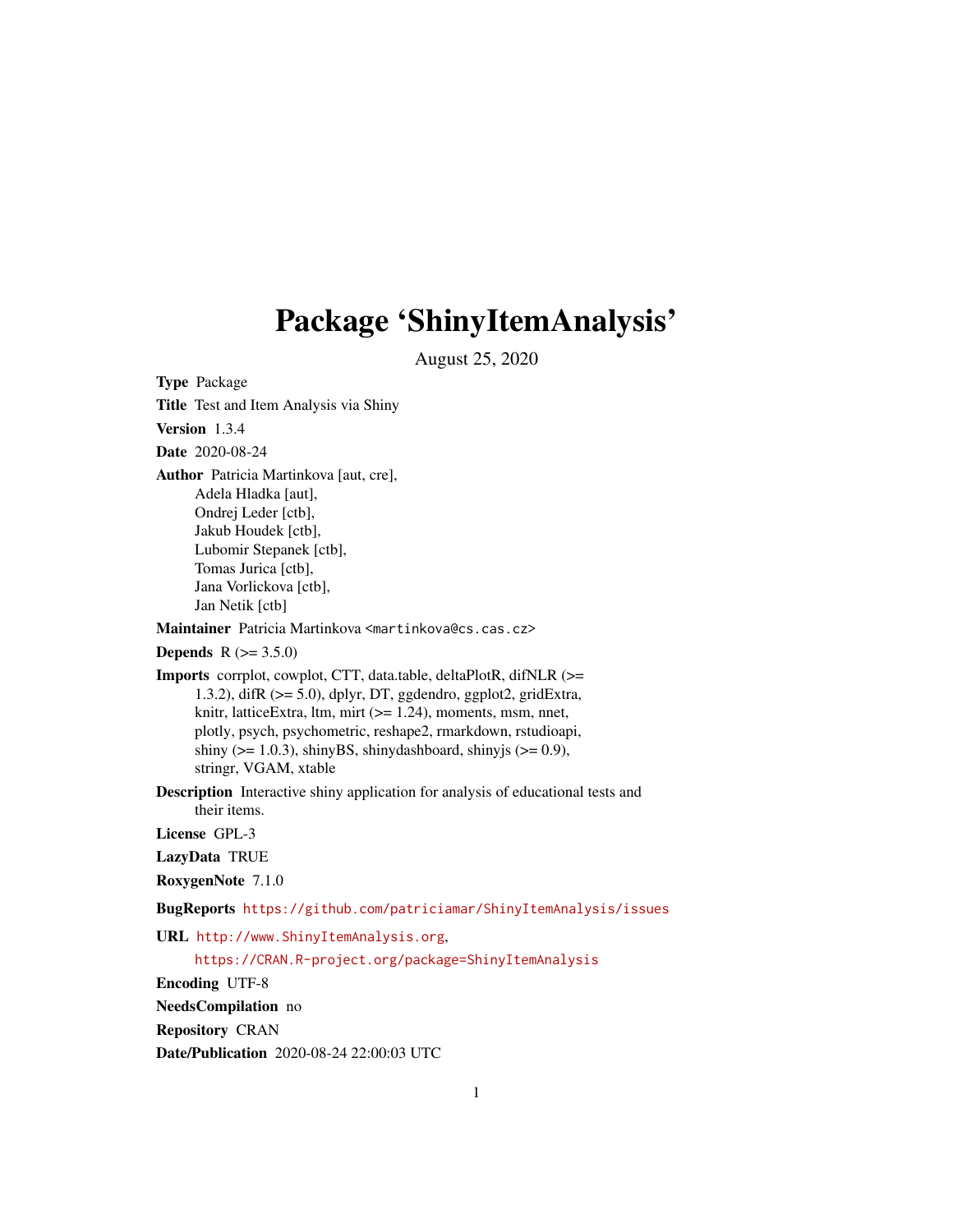# Package 'ShinyItemAnalysis'

August 25, 2020

**Type** Package

**Title** Test and Item Analysis via Shiny

**Version** 1.3.4

**Date** 2020-08-24

**Author** Patricia Martinkova [aut, cre],
Adela Hladka [aut],
Ondrej Leder [ctb],
Jakub Houdek [ctb],
Lubomir Stepanek [ctb],
Tomas Jurica [ctb],
Jana Vorlickova [ctb],
Jan Netik [ctb]

**Maintainer** Patricia Martinkova <martinkova@cs.cas.cz>

**Depends** R (>= 3.5.0)

**Imports** corrplot, cowplot, CTT, data.table, deltaPlotR, difNLR (>= 1.3.2), difR (>= 5.0), dplyr, DT, ggdendro, ggplot2, gridExtra, knitr, latticeExtra, ltm, mirt (>= 1.24), moments, msm, nnet, plotly, psych, psychometric, reshape2, rmarkdown, rstudioapi, shiny (>= 1.0.3), shinyBS, shinydashboard, shinyjs (>= 0.9), stringr, VGAM, xtable

**Description** Interactive shiny application for analysis of educational tests and their items.

**License** GPL-3

**LazyData** TRUE

**RoxygenNote** 7.1.0

**BugReports** https://github.com/patriciamar/ShinyItemAnalysis/issues

**URL** http://www.ShinyItemAnalysis.org,
https://CRAN.R-project.org/package=ShinyItemAnalysis

**Encoding** UTF-8

**NeedsCompilation** no

**Repository** CRAN

**Date/Publication** 2020-08-24 22:00:03 UTC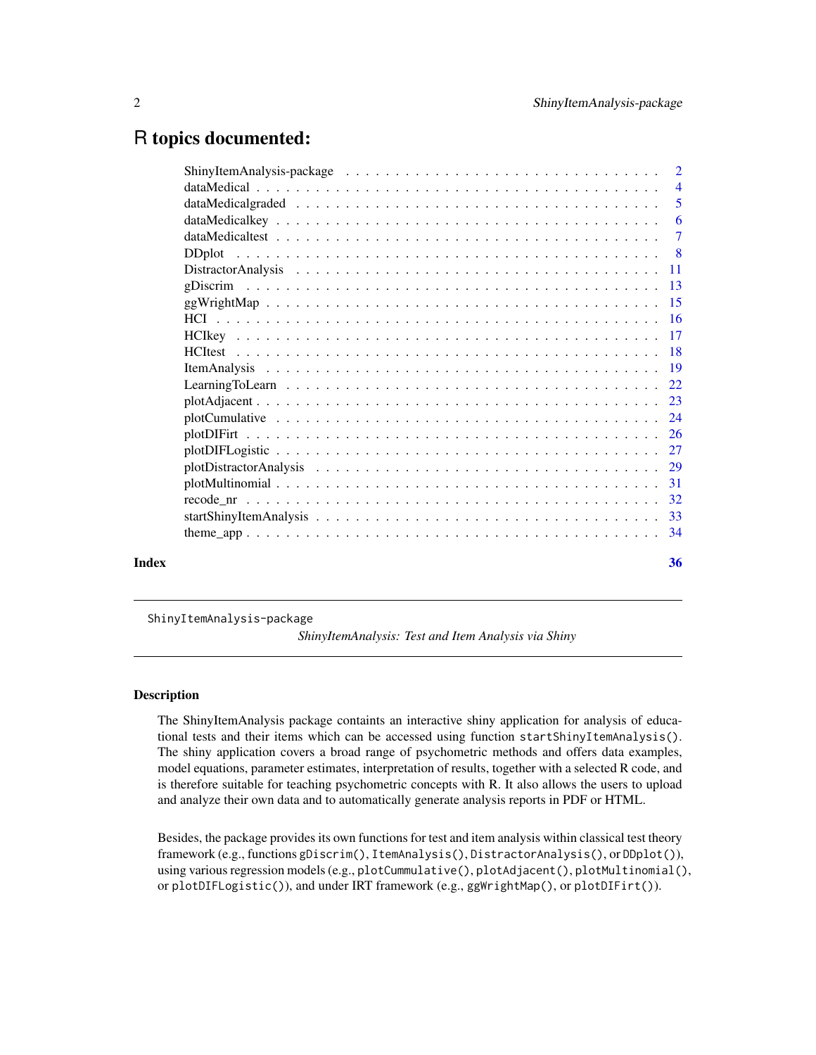# R topics documented:

| | |
|---|---|
| ShinyItemAnalysis-package | 2 |
| dataMedical | 4 |
| dataMedicalgraded | 5 |
| dataMedicalkey | 6 |
| dataMedicaltest | 7 |
| DDplot | 8 |
| DistractorAnalysis | 11 |
| gDiscrim | 13 |
| ggWrightMap | 15 |
| HCI | 16 |
| HCIkey | 17 |
| HCItest | 18 |
| ItemAnalysis | 19 |
| LearningToLearn | 22 |
| plotAdjacent | 23 |
| plotCumulative | 24 |
| plotDIFirt | 26 |
| plotDIFLogistic | 27 |
| plotDistractorAnalysis | 29 |
| plotMultinomial | 31 |
| recode_nr | 32 |
| startShinyItemAnalysis | 33 |
| theme_app | 34 |

**Index** 36

---

ShinyItemAnalysis-package    *ShinyItemAnalysis: Test and Item Analysis via Shiny*

---

## Description

The ShinyItemAnalysis package containts an interactive shiny application for analysis of educational tests and their items which can be accessed using function `startShinyItemAnalysis()`. The shiny application covers a broad range of psychometric methods and offers data examples, model equations, parameter estimates, interpretation of results, together with a selected R code, and is therefore suitable for teaching psychometric concepts with R. It also allows the users to upload and analyze their own data and to automatically generate analysis reports in PDF or HTML.

Besides, the package provides its own functions for test and item analysis within classical test theory framework (e.g., functions `gDiscrim()`, `ItemAnalysis()`, `DistractorAnalysis()`, or `DDplot()`), using various regression models (e.g., `plotCummulative()`, `plotAdjacent()`, `plotMultinomial()`, or `plotDIFLogistic()`), and under IRT framework (e.g., `ggWrightMap()`, or `plotDIFirt()`).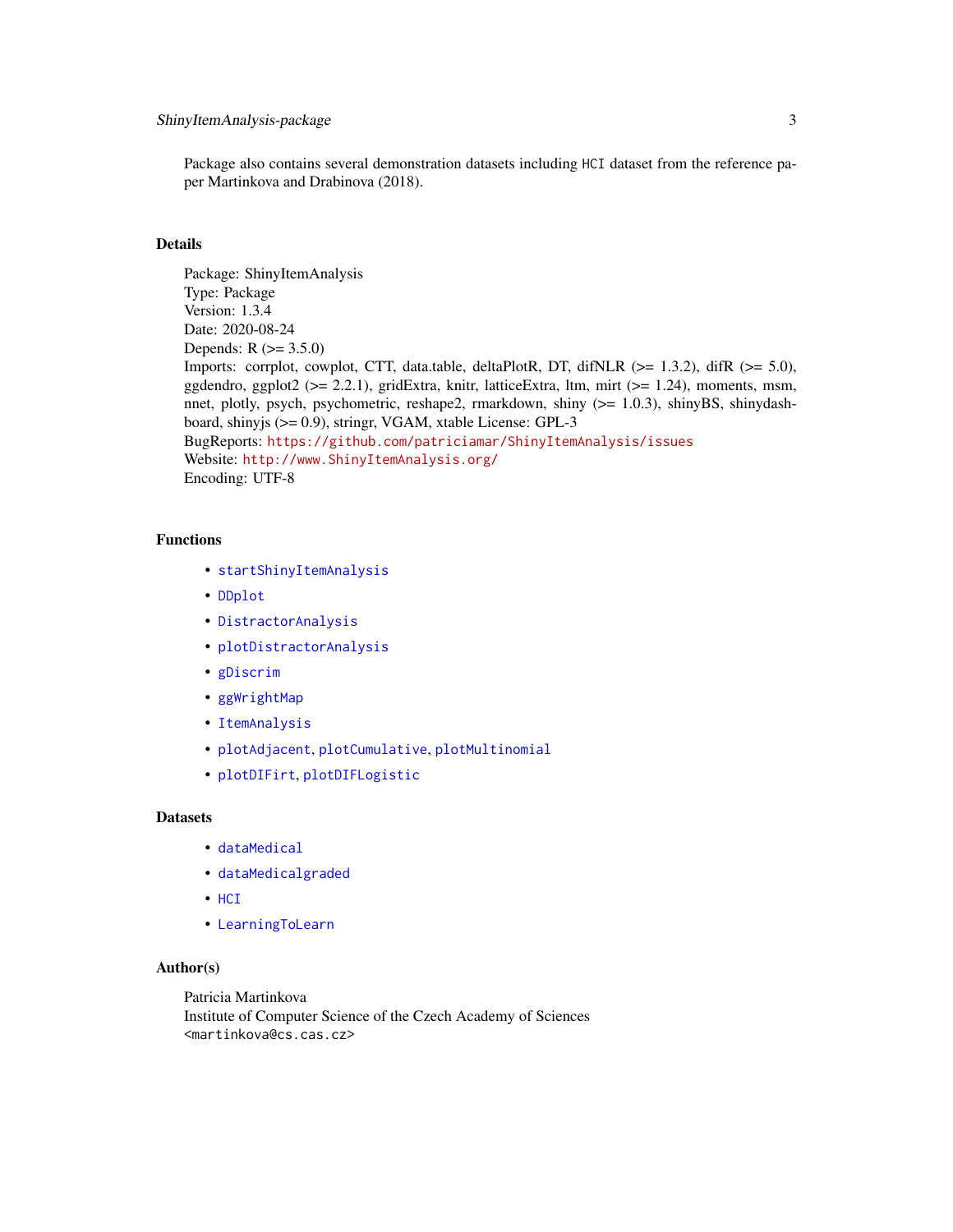Package also contains several demonstration datasets including `HCI` dataset from the reference paper Martinkova and Drabinova (2018).

## Details

Package: ShinyItemAnalysis
Type: Package
Version: 1.3.4
Date: 2020-08-24
Depends: R (>= 3.5.0)
Imports: corrplot, cowplot, CTT, data.table, deltaPlotR, DT, difNLR (>= 1.3.2), difR (>= 5.0), ggdendro, ggplot2 (>= 2.2.1), gridExtra, knitr, latticeExtra, ltm, mirt (>= 1.24), moments, msm, nnet, plotly, psych, psychometric, reshape2, rmarkdown, shiny (>= 1.0.3), shinyBS, shinydashboard, shinyjs (>= 0.9), stringr, VGAM, xtable License: GPL-3
BugReports: `https://github.com/patriciamar/ShinyItemAnalysis/issues`
Website: `http://www.ShinyItemAnalysis.org/`
Encoding: UTF-8

## Functions

- `startShinyItemAnalysis`
- `DDplot`
- `DistractorAnalysis`
- `plotDistractorAnalysis`
- `gDiscrim`
- `ggWrightMap`
- `ItemAnalysis`
- `plotAdjacent`, `plotCumulative`, `plotMultinomial`
- `plotDIFirt`, `plotDIFLogistic`

## Datasets

- `dataMedical`
- `dataMedicalgraded`
- `HCI`
- `LearningToLearn`

## Author(s)

Patricia Martinkova
Institute of Computer Science of the Czech Academy of Sciences
`<martinkova@cs.cas.cz>`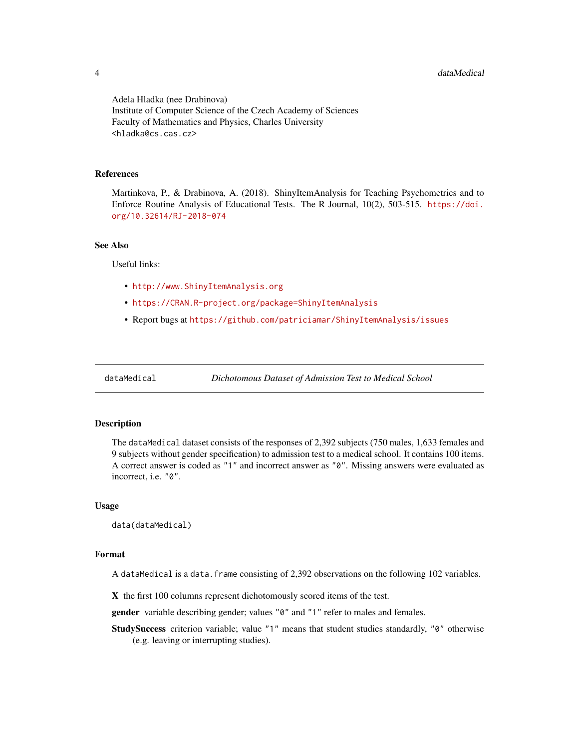Adela Hladka (nee Drabinova)
Institute of Computer Science of the Czech Academy of Sciences
Faculty of Mathematics and Physics, Charles University
<hladka@cs.cas.cz>

### References

Martinkova, P., & Drabinova, A. (2018). ShinyItemAnalysis for Teaching Psychometrics and to Enforce Routine Analysis of Educational Tests. The R Journal, 10(2), 503-515. https://doi.org/10.32614/RJ-2018-074

### See Also

Useful links:

- http://www.ShinyItemAnalysis.org
- https://CRAN.R-project.org/package=ShinyItemAnalysis
- Report bugs at https://github.com/patriciamar/ShinyItemAnalysis/issues

---

## dataMedical *Dichotomous Dataset of Admission Test to Medical School*

---

### Description

The `dataMedical` dataset consists of the responses of 2,392 subjects (750 males, 1,633 females and 9 subjects without gender specification) to admission test to a medical school. It contains 100 items. A correct answer is coded as `"1"` and incorrect answer as `"0"`. Missing answers were evaluated as incorrect, i.e. `"0"`.

### Usage

```
data(dataMedical)
```

### Format

A `dataMedical` is a `data.frame` consisting of 2,392 observations on the following 102 variables.

**X** the first 100 columns represent dichotomously scored items of the test.

**gender** variable describing gender; values `"0"` and `"1"` refer to males and females.

**StudySuccess** criterion variable; value `"1"` means that student studies standardly, `"0"` otherwise (e.g. leaving or interrupting studies).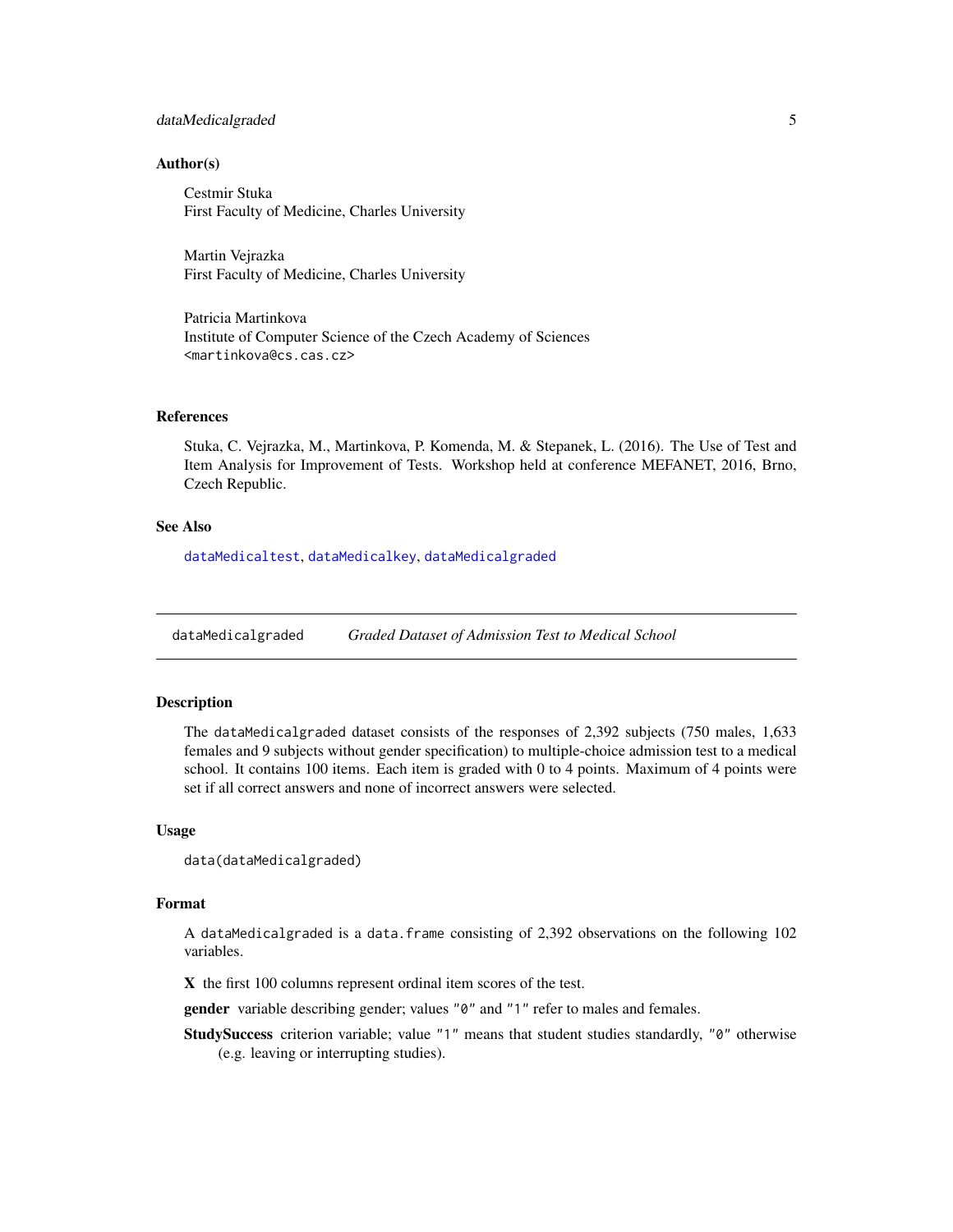### Author(s)

Cestmir Stuka
First Faculty of Medicine, Charles University

Martin Vejrazka
First Faculty of Medicine, Charles University

Patricia Martinkova
Institute of Computer Science of the Czech Academy of Sciences
<martinkova@cs.cas.cz>

### References

Stuka, C. Vejrazka, M., Martinkova, P. Komenda, M. & Stepanek, L. (2016). The Use of Test and Item Analysis for Improvement of Tests. Workshop held at conference MEFANET, 2016, Brno, Czech Republic.

### See Also

dataMedicaltest, dataMedicalkey, dataMedicalgraded

---

## dataMedicalgraded *Graded Dataset of Admission Test to Medical School*

### Description

The dataMedicalgraded dataset consists of the responses of 2,392 subjects (750 males, 1,633 females and 9 subjects without gender specification) to multiple-choice admission test to a medical school. It contains 100 items. Each item is graded with 0 to 4 points. Maximum of 4 points were set if all correct answers and none of incorrect answers were selected.

### Usage

```
data(dataMedicalgraded)
```

### Format

A dataMedicalgraded is a data.frame consisting of 2,392 observations on the following 102 variables.

**X** the first 100 columns represent ordinal item scores of the test.

**gender** variable describing gender; values "0" and "1" refer to males and females.

**StudySuccess** criterion variable; value "1" means that student studies standardly, "0" otherwise (e.g. leaving or interrupting studies).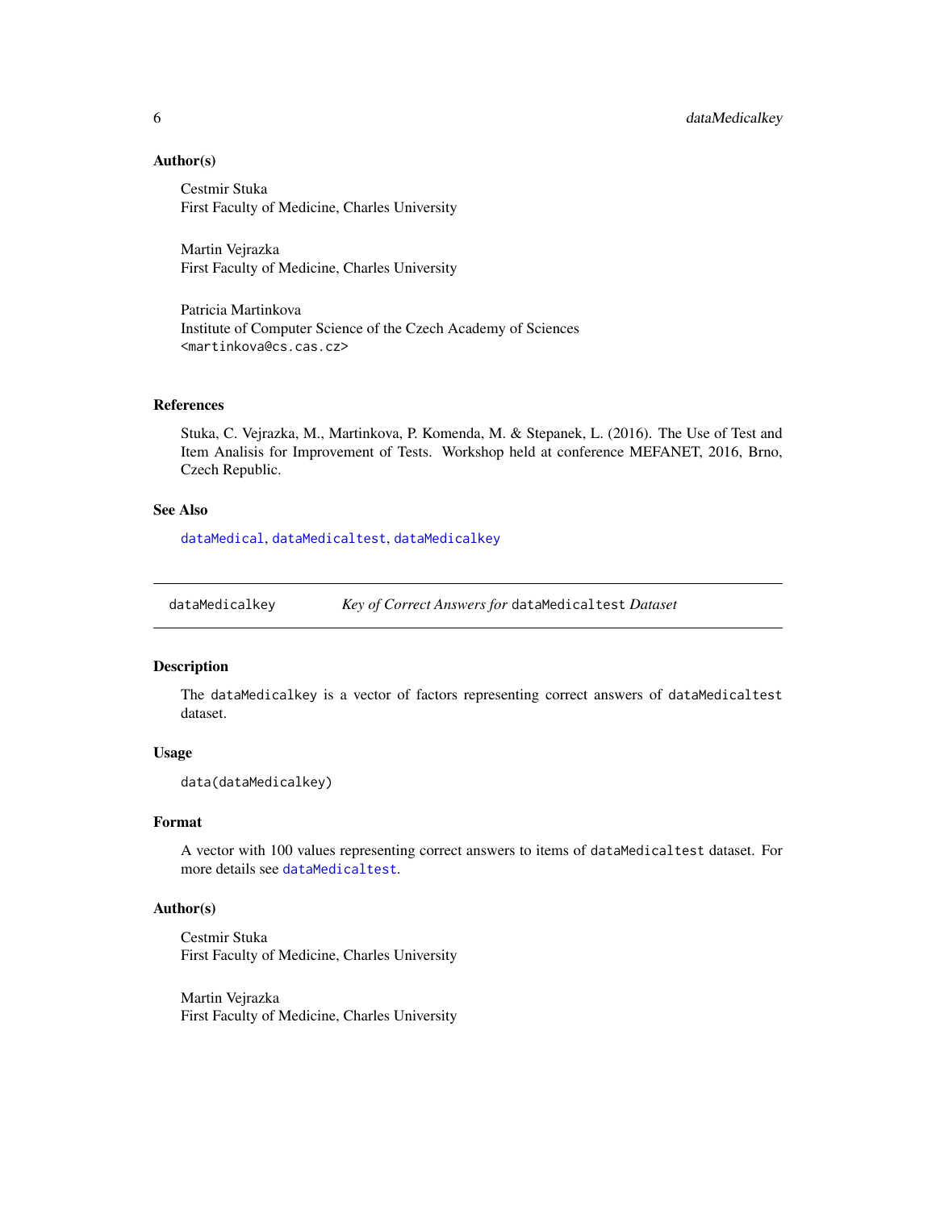### Author(s)

Cestmir Stuka
First Faculty of Medicine, Charles University

Martin Vejrazka
First Faculty of Medicine, Charles University

Patricia Martinkova
Institute of Computer Science of the Czech Academy of Sciences
`<martinkova@cs.cas.cz>`

### References

Stuka, C. Vejrazka, M., Martinkova, P. Komenda, M. & Stepanek, L. (2016). The Use of Test and Item Analisis for Improvement of Tests. Workshop held at conference MEFANET, 2016, Brno, Czech Republic.

### See Also

`dataMedical`, `dataMedicaltest`, `dataMedicalkey`

---

## dataMedicalkey — *Key of Correct Answers for* `dataMedicaltest` *Dataset*

---

### Description

The `dataMedicalkey` is a vector of factors representing correct answers of `dataMedicaltest` dataset.

### Usage

```
data(dataMedicalkey)
```

### Format

A vector with 100 values representing correct answers to items of `dataMedicaltest` dataset. For more details see `dataMedicaltest`.

### Author(s)

Cestmir Stuka
First Faculty of Medicine, Charles University

Martin Vejrazka
First Faculty of Medicine, Charles University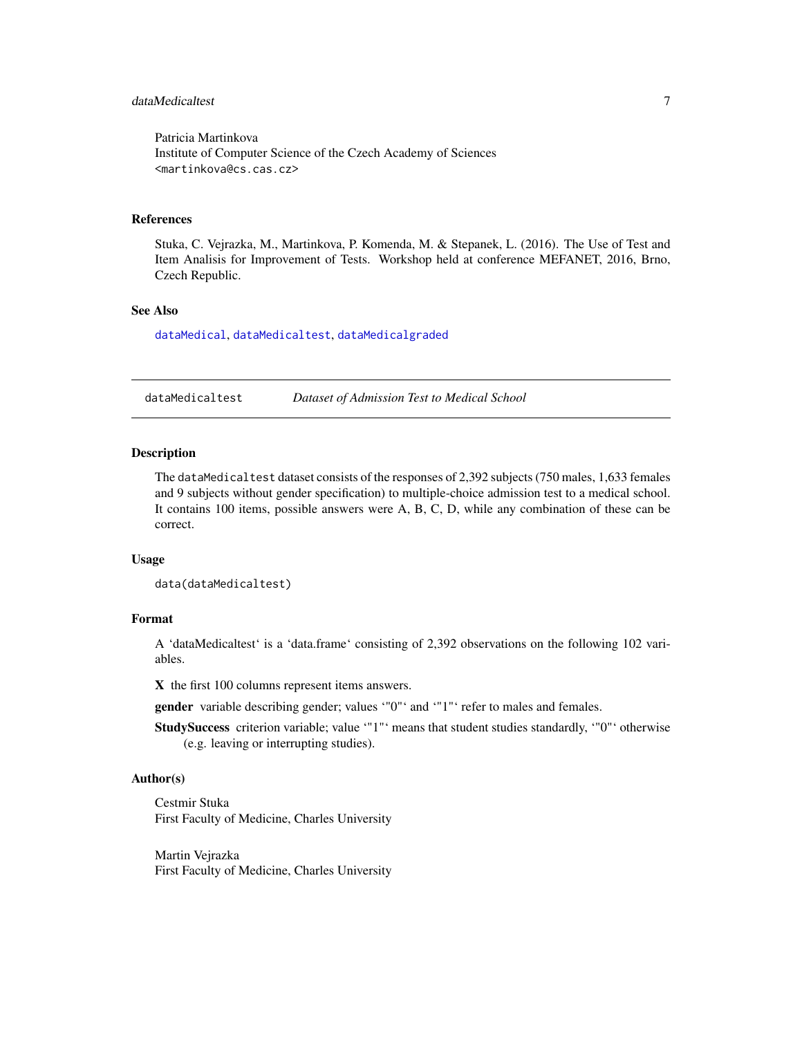Patricia Martinkova
Institute of Computer Science of the Czech Academy of Sciences
<martinkova@cs.cas.cz>

### References

Stuka, C. Vejrazka, M., Martinkova, P. Komenda, M. & Stepanek, L. (2016). The Use of Test and Item Analisis for Improvement of Tests. Workshop held at conference MEFANET, 2016, Brno, Czech Republic.

### See Also

dataMedical, dataMedicaltest, dataMedicalgraded

---

## dataMedicaltest — *Dataset of Admission Test to Medical School*

### Description

The dataMedicaltest dataset consists of the responses of 2,392 subjects (750 males, 1,633 females and 9 subjects without gender specification) to multiple-choice admission test to a medical school. It contains 100 items, possible answers were A, B, C, D, while any combination of these can be correct.

### Usage

```
data(dataMedicaltest)
```

### Format

A 'dataMedicaltest' is a 'data.frame' consisting of 2,392 observations on the following 102 variables.

**X** the first 100 columns represent items answers.

**gender** variable describing gender; values '"0"' and '"1"' refer to males and females.

**StudySuccess** criterion variable; value '"1"' means that student studies standardly, '"0"' otherwise (e.g. leaving or interrupting studies).

### Author(s)

Cestmir Stuka
First Faculty of Medicine, Charles University

Martin Vejrazka
First Faculty of Medicine, Charles University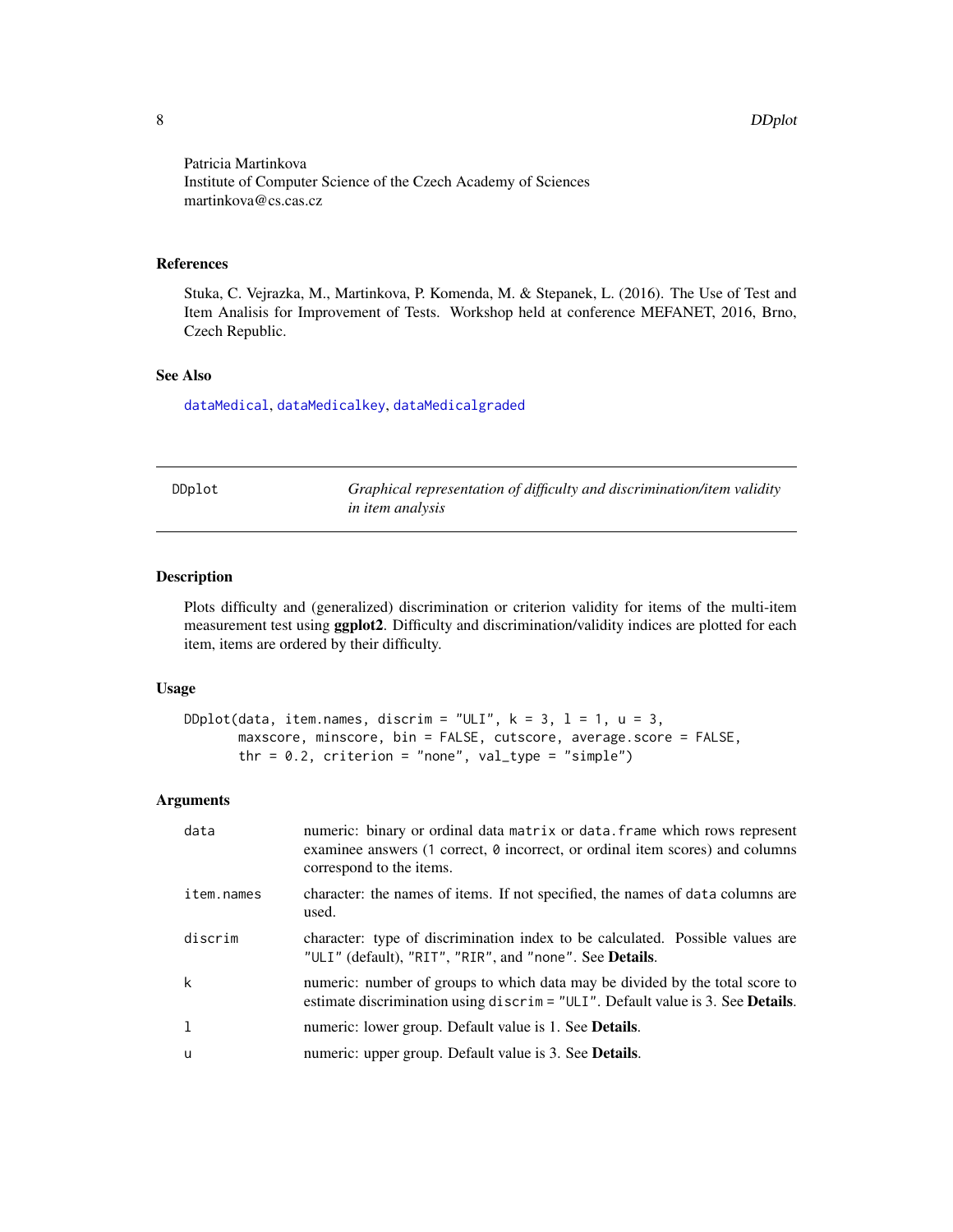Patricia Martinkova
Institute of Computer Science of the Czech Academy of Sciences
martinkova@cs.cas.cz

## References

Stuka, C. Vejrazka, M., Martinkova, P. Komenda, M. & Stepanek, L. (2016). The Use of Test and Item Analisis for Improvement of Tests. Workshop held at conference MEFANET, 2016, Brno, Czech Republic.

## See Also

dataMedical, dataMedicalkey, dataMedicalgraded

---

# DDplot — *Graphical representation of difficulty and discrimination/item validity in item analysis*

## Description

Plots difficulty and (generalized) discrimination or criterion validity for items of the multi-item measurement test using **ggplot2**. Difficulty and discrimination/validity indices are plotted for each item, items are ordered by their difficulty.

## Usage

```
DDplot(data, item.names, discrim = "ULI", k = 3, l = 1, u = 3,
       maxscore, minscore, bin = FALSE, cutscore, average.score = FALSE,
       thr = 0.2, criterion = "none", val_type = "simple")
```

## Arguments

| | |
|---|---|
| `data` | numeric: binary or ordinal data `matrix` or `data.frame` which rows represent examinee answers (`1` correct, `0` incorrect, or ordinal item scores) and columns correspond to the items. |
| `item.names` | character: the names of items. If not specified, the names of `data` columns are used. |
| `discrim` | character: type of discrimination index to be calculated. Possible values are `"ULI"` (default), `"RIT"`, `"RIR"`, and `"none"`. See **Details**. |
| `k` | numeric: number of groups to which data may be divided by the total score to estimate discrimination using `discrim = "ULI"`. Default value is 3. See **Details**. |
| `l` | numeric: lower group. Default value is 1. See **Details**. |
| `u` | numeric: upper group. Default value is 3. See **Details**. |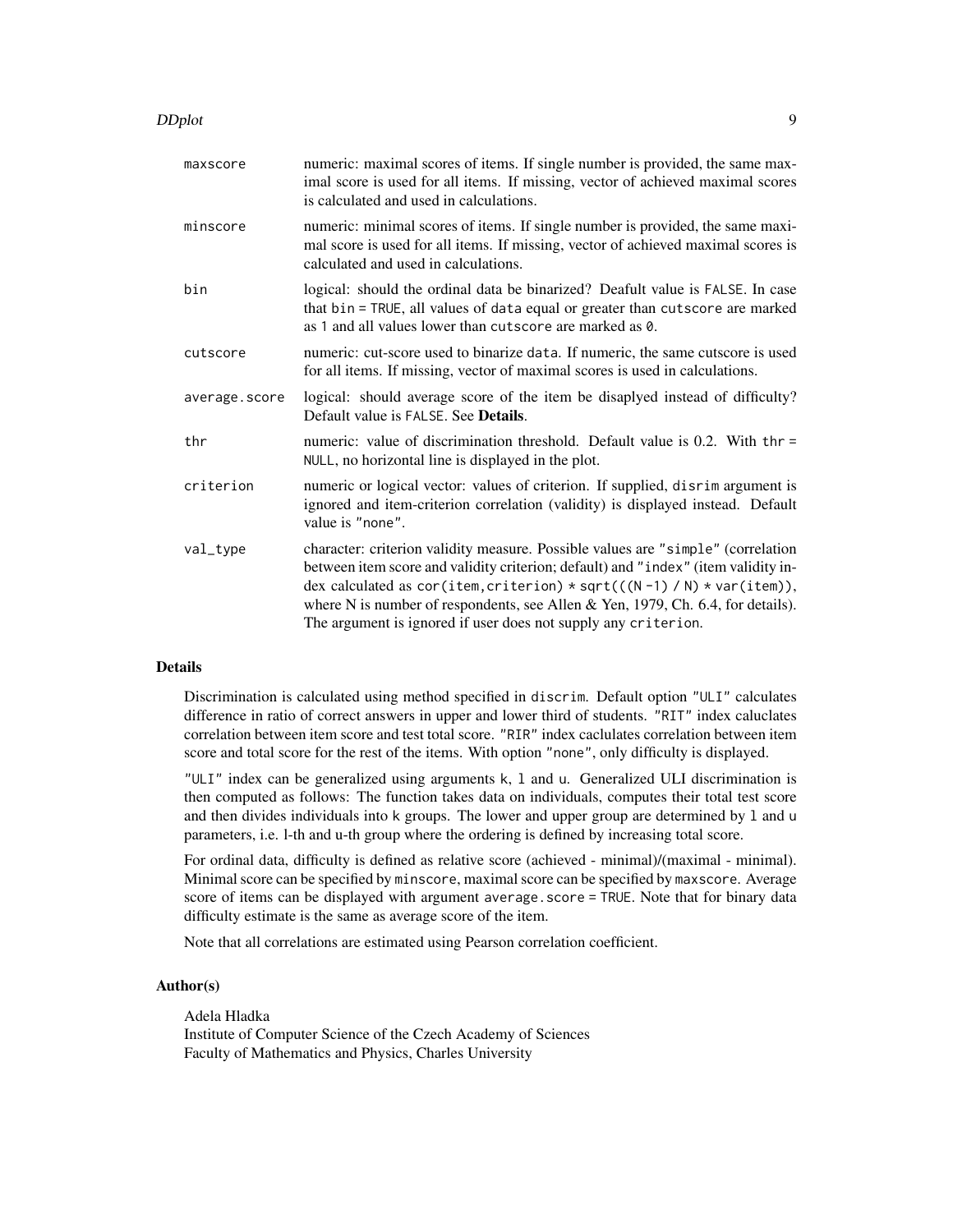| | |
|---|---|
| maxscore | numeric: maximal scores of items. If single number is provided, the same maximal score is used for all items. If missing, vector of achieved maximal scores is calculated and used in calculations. |
| minscore | numeric: minimal scores of items. If single number is provided, the same maximal score is used for all items. If missing, vector of achieved maximal scores is calculated and used in calculations. |
| bin | logical: should the ordinal data be binarized? Deafult value is `FALSE`. In case that `bin = TRUE`, all values of `data` equal or greater than `cutscore` are marked as `1` and all values lower than `cutscore` are marked as `0`. |
| cutscore | numeric: cut-score used to binarize `data`. If numeric, the same cutscore is used for all items. If missing, vector of maximal scores is used in calculations. |
| average.score | logical: should average score of the item be disaplyed instead of difficulty? Default value is `FALSE`. See **Details**. |
| thr | numeric: value of discrimination threshold. Default value is 0.2. With `thr = NULL`, no horizontal line is displayed in the plot. |
| criterion | numeric or logical vector: values of criterion. If supplied, `disrim` argument is ignored and item-criterion correlation (validity) is displayed instead. Default value is `"none"`. |
| val_type | character: criterion validity measure. Possible values are `"simple"` (correlation between item score and validity criterion; default) and `"index"` (item validity index calculated as `cor(item,criterion) * sqrt(((N -1) / N) * var(item))`, where N is number of respondents, see Allen & Yen, 1979, Ch. 6.4, for details). The argument is ignored if user does not supply any `criterion`. |

## Details

Discrimination is calculated using method specified in `discrim`. Default option `"ULI"` calculates difference in ratio of correct answers in upper and lower third of students. `"RIT"` index caluclates correlation between item score and test total score. `"RIR"` index caclulates correlation between item score and total score for the rest of the items. With option `"none"`, only difficulty is displayed.

`"ULI"` index can be generalized using arguments `k`, `l` and `u`. Generalized ULI discrimination is then computed as follows: The function takes data on individuals, computes their total test score and then divides individuals into `k` groups. The lower and upper group are determined by `l` and `u` parameters, i.e. l-th and u-th group where the ordering is defined by increasing total score.

For ordinal data, difficulty is defined as relative score (achieved - minimal)/(maximal - minimal). Minimal score can be specified by `minscore`, maximal score can be specified by `maxscore`. Average score of items can be displayed with argument `average.score = TRUE`. Note that for binary data difficulty estimate is the same as average score of the item.

Note that all correlations are estimated using Pearson correlation coefficient.

## Author(s)

Adela Hladka
Institute of Computer Science of the Czech Academy of Sciences
Faculty of Mathematics and Physics, Charles University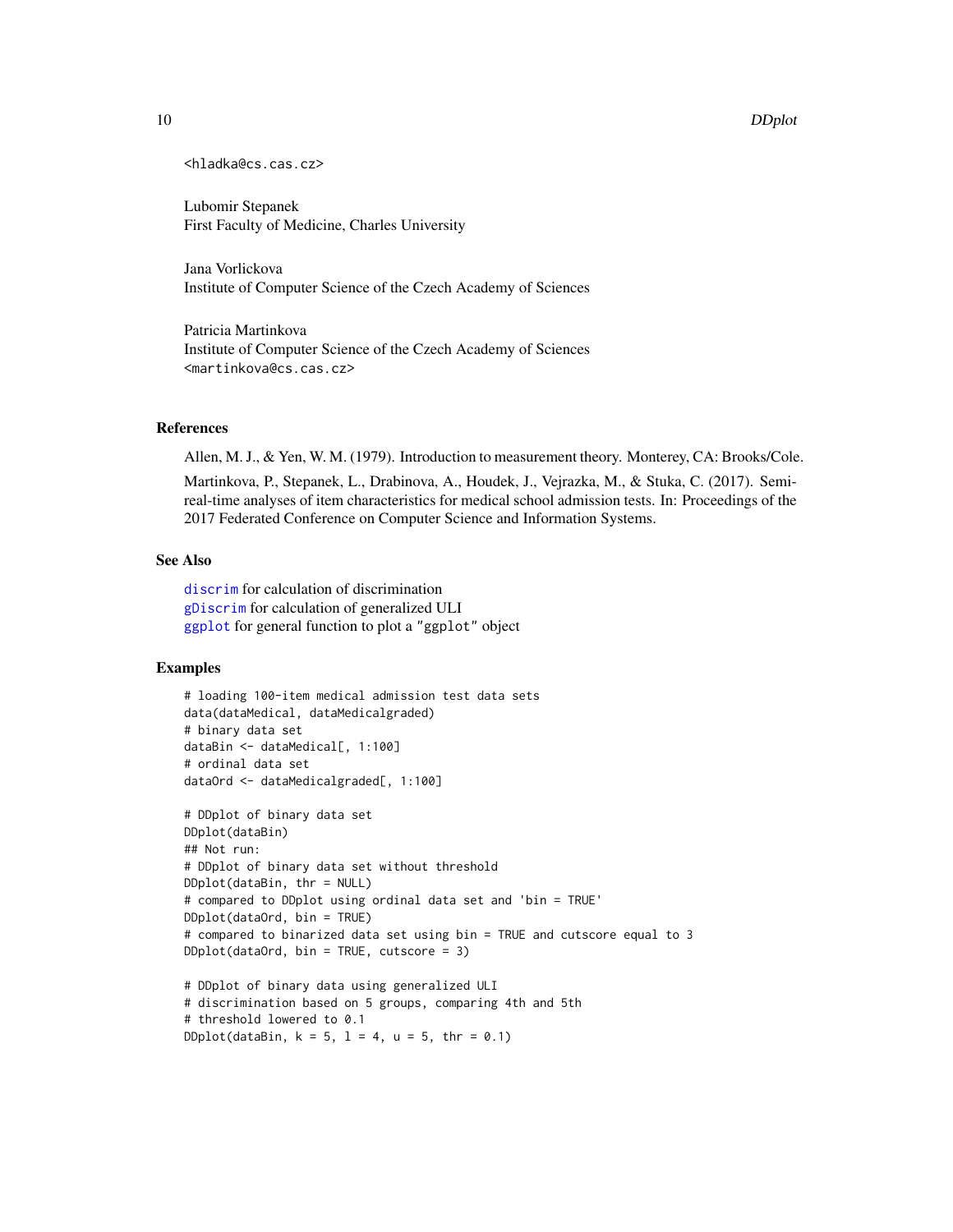<hladka@cs.cas.cz>

Lubomir Stepanek
First Faculty of Medicine, Charles University

Jana Vorlickova
Institute of Computer Science of the Czech Academy of Sciences

Patricia Martinkova
Institute of Computer Science of the Czech Academy of Sciences
<martinkova@cs.cas.cz>

### References

Allen, M. J., & Yen, W. M. (1979). Introduction to measurement theory. Monterey, CA: Brooks/Cole.

Martinkova, P., Stepanek, L., Drabinova, A., Houdek, J., Vejrazka, M., & Stuka, C. (2017). Semi-real-time analyses of item characteristics for medical school admission tests. In: Proceedings of the 2017 Federated Conference on Computer Science and Information Systems.

### See Also

`discrim` for calculation of discrimination
`gDiscrim` for calculation of generalized ULI
`ggplot` for general function to plot a "ggplot" object

### Examples

```
# loading 100-item medical admission test data sets
data(dataMedical, dataMedicalgraded)
# binary data set
dataBin <- dataMedical[, 1:100]
# ordinal data set
dataOrd <- dataMedicalgraded[, 1:100]

# DDplot of binary data set
DDplot(dataBin)
## Not run:
# DDplot of binary data set without threshold
DDplot(dataBin, thr = NULL)
# compared to DDplot using ordinal data set and 'bin = TRUE'
DDplot(dataOrd, bin = TRUE)
# compared to binarized data set using bin = TRUE and cutscore equal to 3
DDplot(dataOrd, bin = TRUE, cutscore = 3)

# DDplot of binary data using generalized ULI
# discrimination based on 5 groups, comparing 4th and 5th
# threshold lowered to 0.1
DDplot(dataBin, k = 5, l = 4, u = 5, thr = 0.1)
```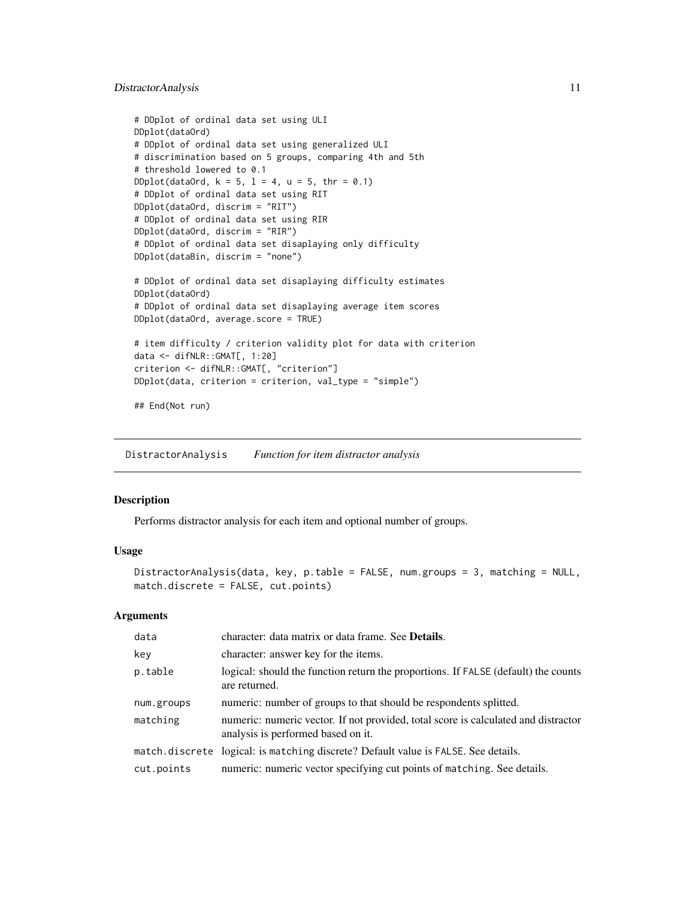```
# DDplot of ordinal data set using ULI
DDplot(dataOrd)
# DDplot of ordinal data set using generalized ULI
# discrimination based on 5 groups, comparing 4th and 5th
# threshold lowered to 0.1
DDplot(dataOrd, k = 5, l = 4, u = 5, thr = 0.1)
# DDplot of ordinal data set using RIT
DDplot(dataOrd, discrim = "RIT")
# DDplot of ordinal data set using RIR
DDplot(dataOrd, discrim = "RIR")
# DDplot of ordinal data set disaplaying only difficulty
DDplot(dataBin, discrim = "none")

# DDplot of ordinal data set disaplaying difficulty estimates
DDplot(dataOrd)
# DDplot of ordinal data set disaplaying average item scores
DDplot(dataOrd, average.score = TRUE)

# item difficulty / criterion validity plot for data with criterion
data <- difNLR::GMAT[, 1:20]
criterion <- difNLR::GMAT[, "criterion"]
DDplot(data, criterion = criterion, val_type = "simple")

## End(Not run)
```

---

## DistractorAnalysis *Function for item distractor analysis*

---

### Description

Performs distractor analysis for each item and optional number of groups.

### Usage

```
DistractorAnalysis(data, key, p.table = FALSE, num.groups = 3, matching = NULL,
match.discrete = FALSE, cut.points)
```

### Arguments

| | |
|---|---|
| data | character: data matrix or data frame. See **Details**. |
| key | character: answer key for the items. |
| p.table | logical: should the function return the proportions. If FALSE (default) the counts are returned. |
| num.groups | numeric: number of groups to that should be respondents splitted. |
| matching | numeric: numeric vector. If not provided, total score is calculated and distractor analysis is performed based on it. |
| match.discrete | logical: is matching discrete? Default value is FALSE. See details. |
| cut.points | numeric: numeric vector specifying cut points of matching. See details. |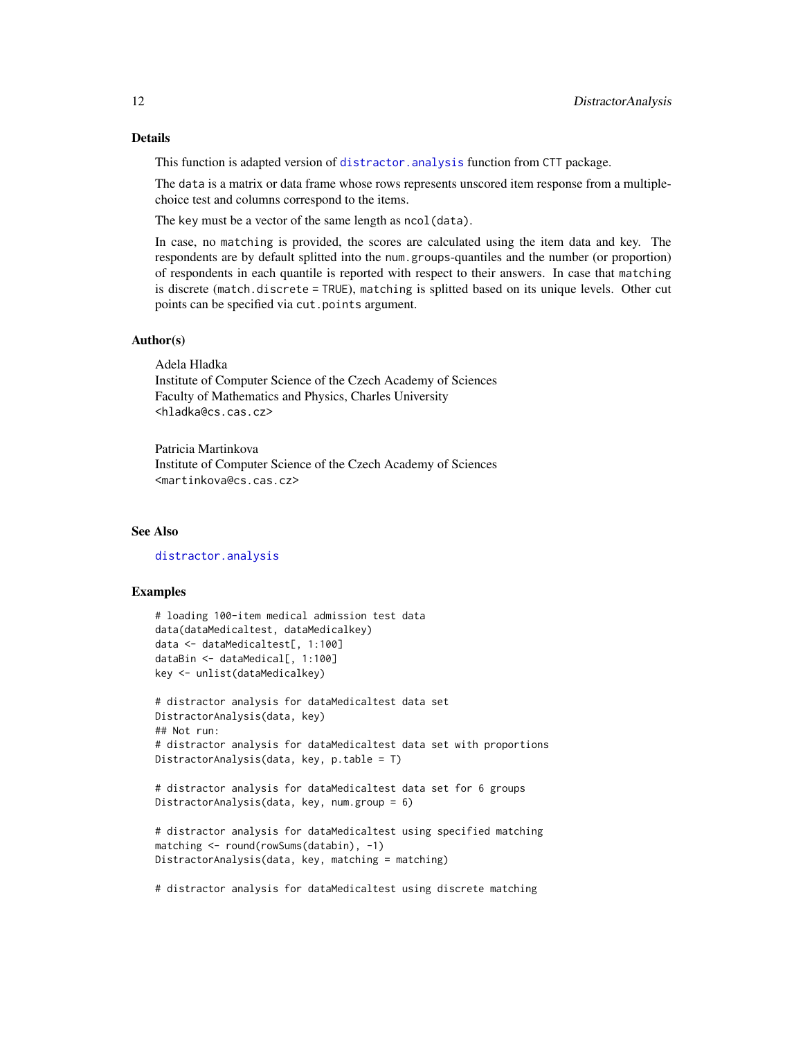## Details

This function is adapted version of `distractor.analysis` function from CTT package.

The `data` is a matrix or data frame whose rows represents unscored item response from a multiple-choice test and columns correspond to the items.

The `key` must be a vector of the same length as `ncol(data)`.

In case, no `matching` is provided, the scores are calculated using the item data and key. The respondents are by default splitted into the `num.groups`-quantiles and the number (or proportion) of respondents in each quantile is reported with respect to their answers. In case that `matching` is discrete (`match.discrete = TRUE`), `matching` is splitted based on its unique levels. Other cut points can be specified via `cut.points` argument.

## Author(s)

Adela Hladka
Institute of Computer Science of the Czech Academy of Sciences
Faculty of Mathematics and Physics, Charles University
<hladka@cs.cas.cz>

Patricia Martinkova
Institute of Computer Science of the Czech Academy of Sciences
<martinkova@cs.cas.cz>

## See Also

`distractor.analysis`

## Examples

```
# loading 100-item medical admission test data
data(dataMedicaltest, dataMedicalkey)
data <- dataMedicaltest[, 1:100]
dataBin <- dataMedical[, 1:100]
key <- unlist(dataMedicalkey)

# distractor analysis for dataMedicaltest data set
DistractorAnalysis(data, key)
## Not run:
# distractor analysis for dataMedicaltest data set with proportions
DistractorAnalysis(data, key, p.table = T)

# distractor analysis for dataMedicaltest data set for 6 groups
DistractorAnalysis(data, key, num.group = 6)

# distractor analysis for dataMedicaltest using specified matching
matching <- round(rowSums(databin), -1)
DistractorAnalysis(data, key, matching = matching)

# distractor analysis for dataMedicaltest using discrete matching
```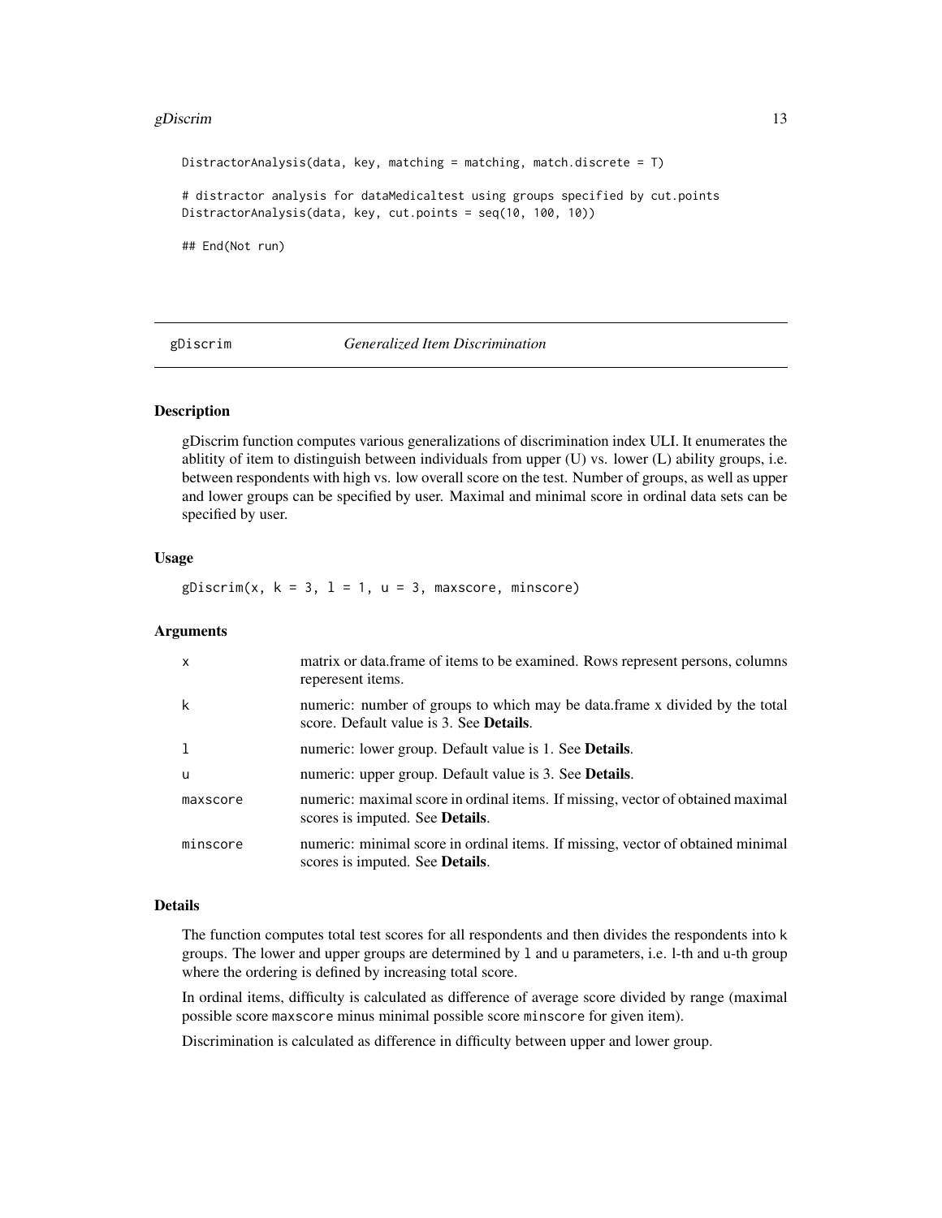```
DistractorAnalysis(data, key, matching = matching, match.discrete = T)

# distractor analysis for dataMedicaltest using groups specified by cut.points
DistractorAnalysis(data, key, cut.points = seq(10, 100, 10))

## End(Not run)
```

---

## gDiscrim — *Generalized Item Discrimination*

---

### Description

gDiscrim function computes various generalizations of discrimination index ULI. It enumerates the ablitity of item to distinguish between individuals from upper (U) vs. lower (L) ability groups, i.e. between respondents with high vs. low overall score on the test. Number of groups, as well as upper and lower groups can be specified by user. Maximal and minimal score in ordinal data sets can be specified by user.

### Usage

```
gDiscrim(x, k = 3, l = 1, u = 3, maxscore, minscore)
```

### Arguments

| | |
|---|---|
| `x` | matrix or data.frame of items to be examined. Rows represent persons, columns reperesent items. |
| `k` | numeric: number of groups to which may be data.frame x divided by the total score. Default value is 3. See **Details**. |
| `l` | numeric: lower group. Default value is 1. See **Details**. |
| `u` | numeric: upper group. Default value is 3. See **Details**. |
| `maxscore` | numeric: maximal score in ordinal items. If missing, vector of obtained maximal scores is imputed. See **Details**. |
| `minscore` | numeric: minimal score in ordinal items. If missing, vector of obtained minimal scores is imputed. See **Details**. |

### Details

The function computes total test scores for all respondents and then divides the respondents into `k` groups. The lower and upper groups are determined by `l` and `u` parameters, i.e. l-th and u-th group where the ordering is defined by increasing total score.

In ordinal items, difficulty is calculated as difference of average score divided by range (maximal possible score `maxscore` minus minimal possible score `minscore` for given item).

Discrimination is calculated as difference in difficulty between upper and lower group.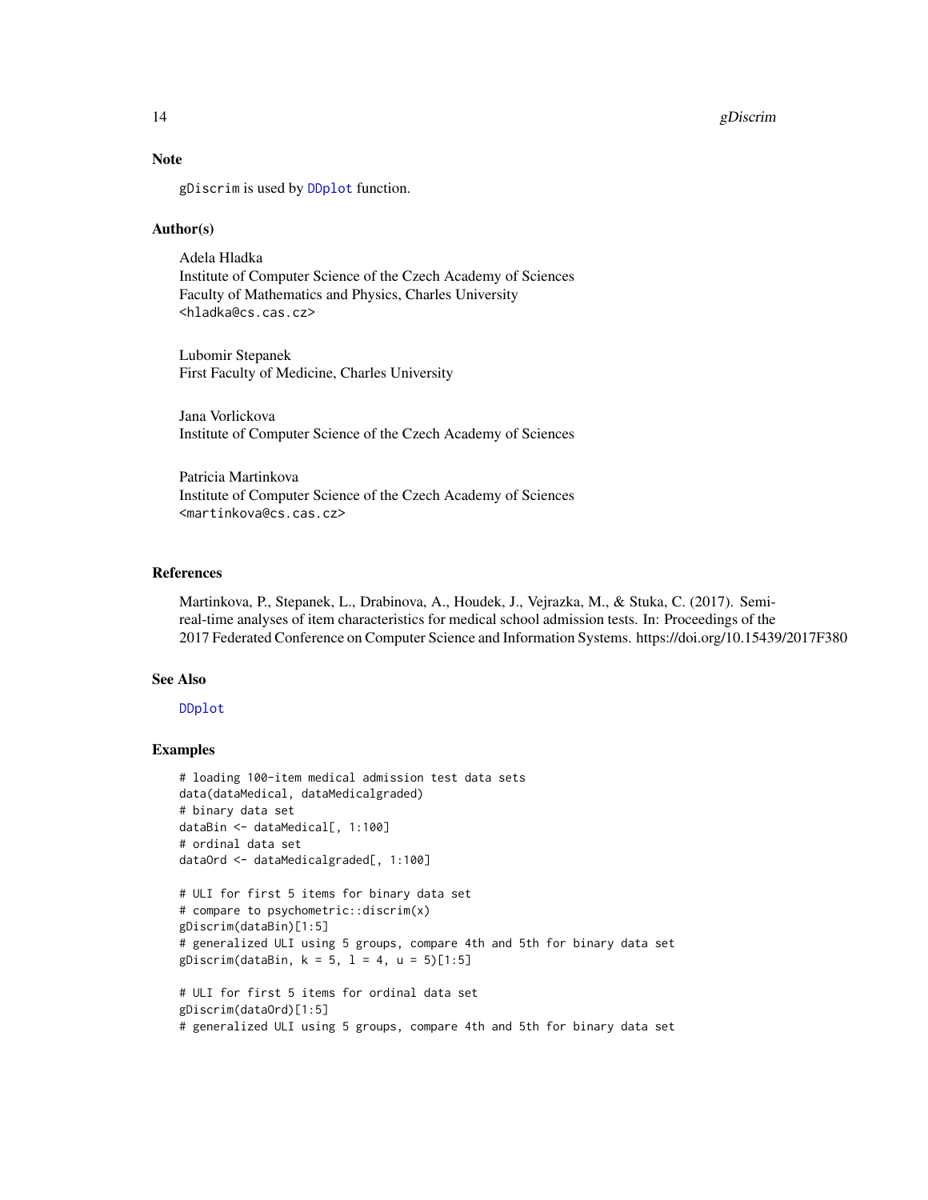### Note

gDiscrim is used by DDplot function.

### Author(s)

Adela Hladka
Institute of Computer Science of the Czech Academy of Sciences
Faculty of Mathematics and Physics, Charles University
<hladka@cs.cas.cz>

Lubomir Stepanek
First Faculty of Medicine, Charles University

Jana Vorlickova
Institute of Computer Science of the Czech Academy of Sciences

Patricia Martinkova
Institute of Computer Science of the Czech Academy of Sciences
<martinkova@cs.cas.cz>

### References

Martinkova, P., Stepanek, L., Drabinova, A., Houdek, J., Vejrazka, M., & Stuka, C. (2017). Semi-real-time analyses of item characteristics for medical school admission tests. In: Proceedings of the 2017 Federated Conference on Computer Science and Information Systems. https://doi.org/10.15439/2017F380

### See Also

DDplot

### Examples

```
# loading 100-item medical admission test data sets
data(dataMedical, dataMedicalgraded)
# binary data set
dataBin <- dataMedical[, 1:100]
# ordinal data set
dataOrd <- dataMedicalgraded[, 1:100]

# ULI for first 5 items for binary data set
# compare to psychometric::discrim(x)
gDiscrim(dataBin)[1:5]
# generalized ULI using 5 groups, compare 4th and 5th for binary data set
gDiscrim(dataBin, k = 5, l = 4, u = 5)[1:5]

# ULI for first 5 items for ordinal data set
gDiscrim(dataOrd)[1:5]
# generalized ULI using 5 groups, compare 4th and 5th for binary data set
```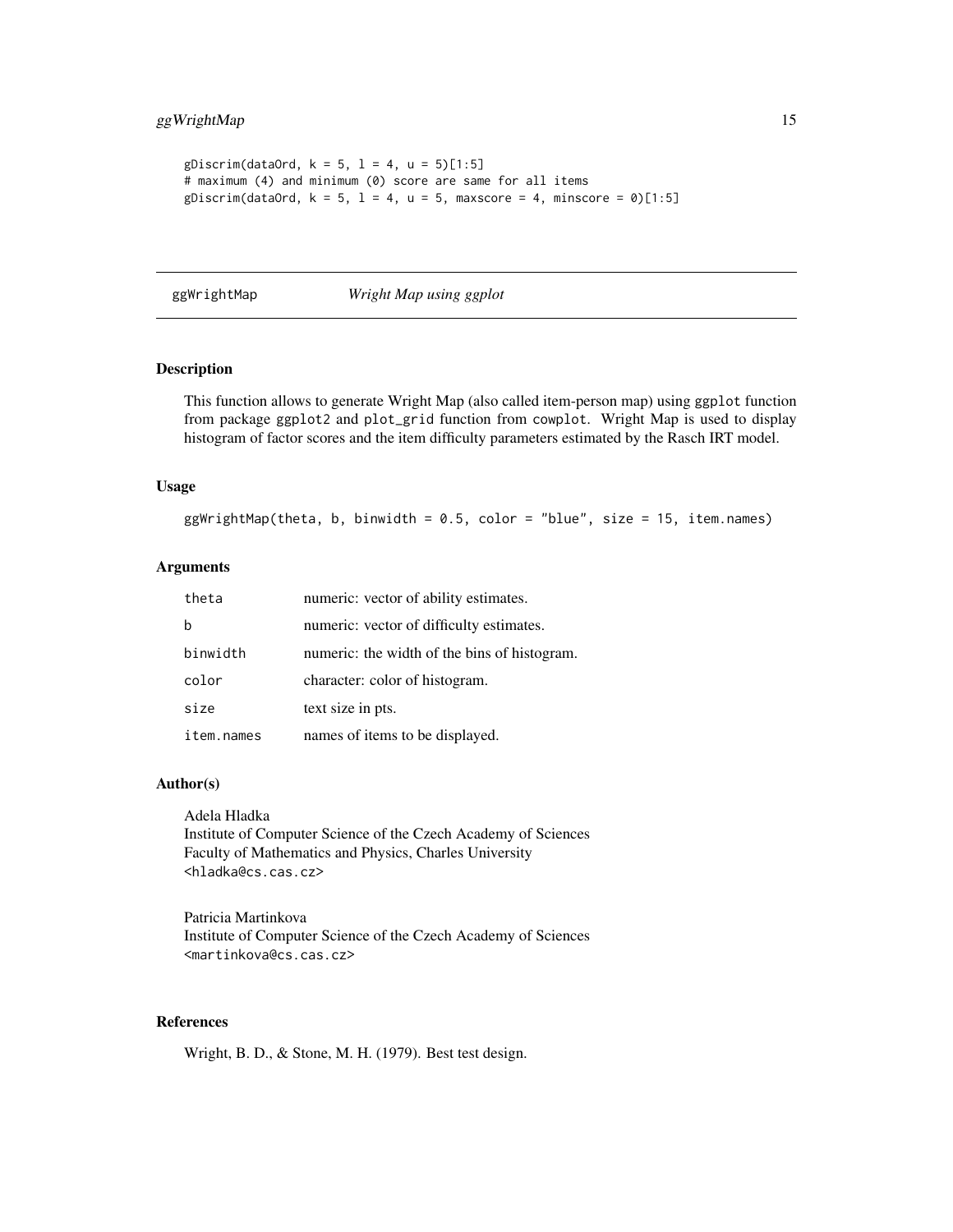```
gDiscrim(dataOrd, k = 5, l = 4, u = 5)[1:5]
# maximum (4) and minimum (0) score are same for all items
gDiscrim(dataOrd, k = 5, l = 4, u = 5, maxscore = 4, minscore = 0)[1:5]
```

---

## ggWrightMap *Wright Map using ggplot*

---

### Description

This function allows to generate Wright Map (also called item-person map) using `ggplot` function from package `ggplot2` and `plot_grid` function from `cowplot`. Wright Map is used to display histogram of factor scores and the item difficulty parameters estimated by the Rasch IRT model.

### Usage

```
ggWrightMap(theta, b, binwidth = 0.5, color = "blue", size = 15, item.names)
```

### Arguments

| | |
|---|---|
| `theta` | numeric: vector of ability estimates. |
| `b` | numeric: vector of difficulty estimates. |
| `binwidth` | numeric: the width of the bins of histogram. |
| `color` | character: color of histogram. |
| `size` | text size in pts. |
| `item.names` | names of items to be displayed. |

### Author(s)

Adela Hladka
Institute of Computer Science of the Czech Academy of Sciences
Faculty of Mathematics and Physics, Charles University
<hladka@cs.cas.cz>

Patricia Martinkova
Institute of Computer Science of the Czech Academy of Sciences
<martinkova@cs.cas.cz>

### References

Wright, B. D., & Stone, M. H. (1979). Best test design.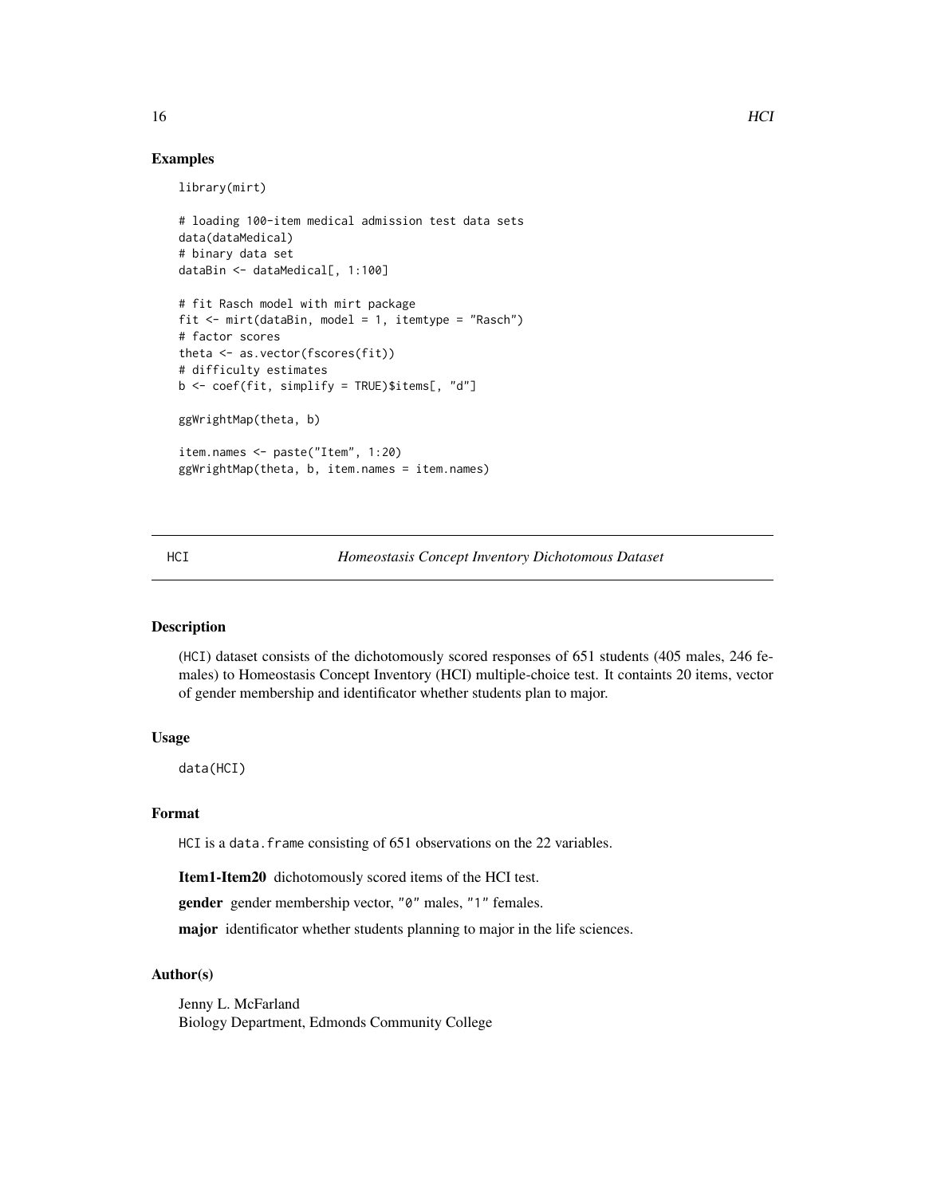## Examples

```
library(mirt)

# loading 100-item medical admission test data sets
data(dataMedical)
# binary data set
dataBin <- dataMedical[, 1:100]

# fit Rasch model with mirt package
fit <- mirt(dataBin, model = 1, itemtype = "Rasch")
# factor scores
theta <- as.vector(fscores(fit))
# difficulty estimates
b <- coef(fit, simplify = TRUE)$items[, "d"]

ggWrightMap(theta, b)

item.names <- paste("Item", 1:20)
ggWrightMap(theta, b, item.names = item.names)
```

---

# HCI *Homeostasis Concept Inventory Dichotomous Dataset*

---

## Description

(HCI) dataset consists of the dichotomously scored responses of 651 students (405 males, 246 females) to Homeostasis Concept Inventory (HCI) multiple-choice test. It containts 20 items, vector of gender membership and identificator whether students plan to major.

## Usage

```
data(HCI)
```

## Format

HCI is a data.frame consisting of 651 observations on the 22 variables.

**Item1-Item20** dichotomously scored items of the HCI test.

**gender** gender membership vector, "0" males, "1" females.

**major** identificator whether students planning to major in the life sciences.

## Author(s)

Jenny L. McFarland
Biology Department, Edmonds Community College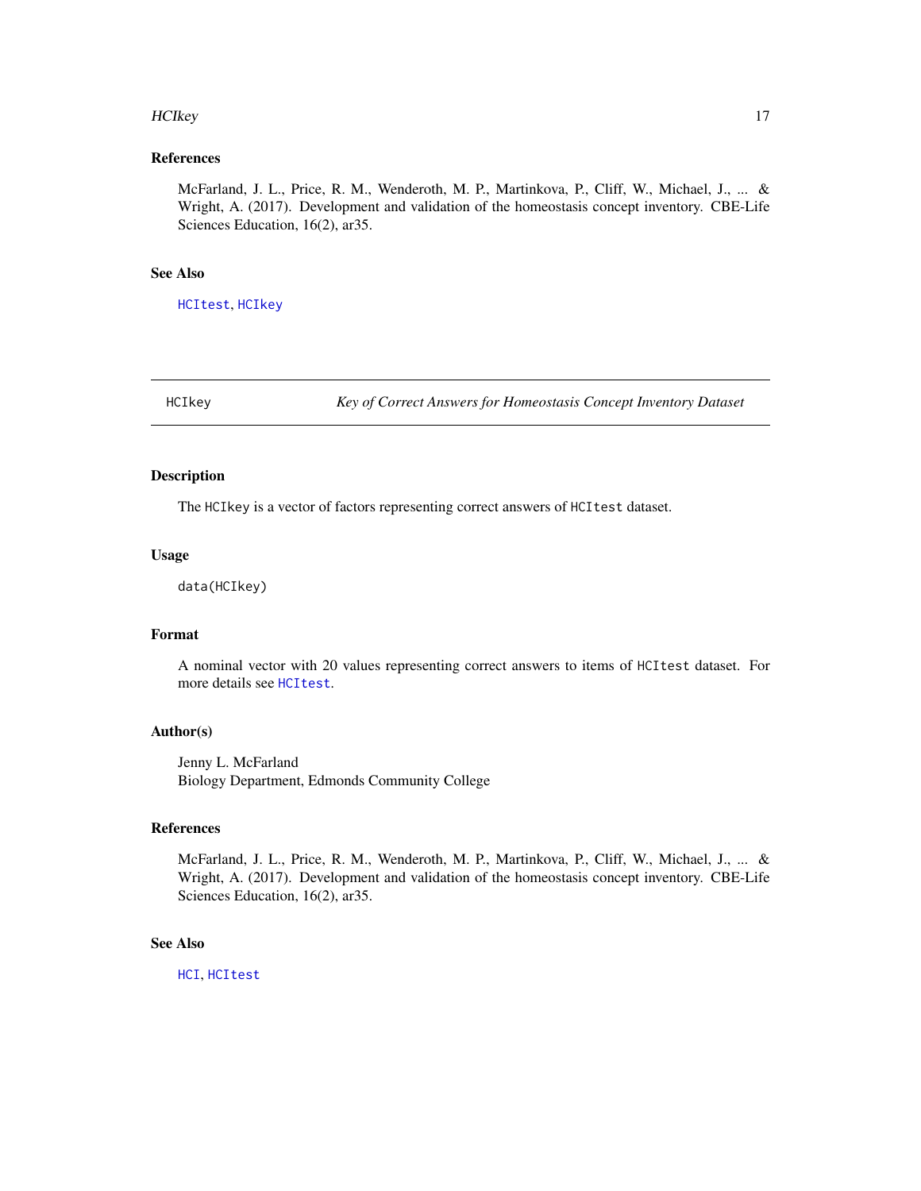## References

McFarland, J. L., Price, R. M., Wenderoth, M. P., Martinkova, P., Cliff, W., Michael, J., ... & Wright, A. (2017). Development and validation of the homeostasis concept inventory. CBE-Life Sciences Education, 16(2), ar35.

## See Also

HCItest, HCIkey

---

# HCIkey — *Key of Correct Answers for Homeostasis Concept Inventory Dataset*

## Description

The HCIkey is a vector of factors representing correct answers of HCItest dataset.

## Usage

```
data(HCIkey)
```

## Format

A nominal vector with 20 values representing correct answers to items of HCItest dataset. For more details see HCItest.

## Author(s)

Jenny L. McFarland
Biology Department, Edmonds Community College

## References

McFarland, J. L., Price, R. M., Wenderoth, M. P., Martinkova, P., Cliff, W., Michael, J., ... & Wright, A. (2017). Development and validation of the homeostasis concept inventory. CBE-Life Sciences Education, 16(2), ar35.

## See Also

HCI, HCItest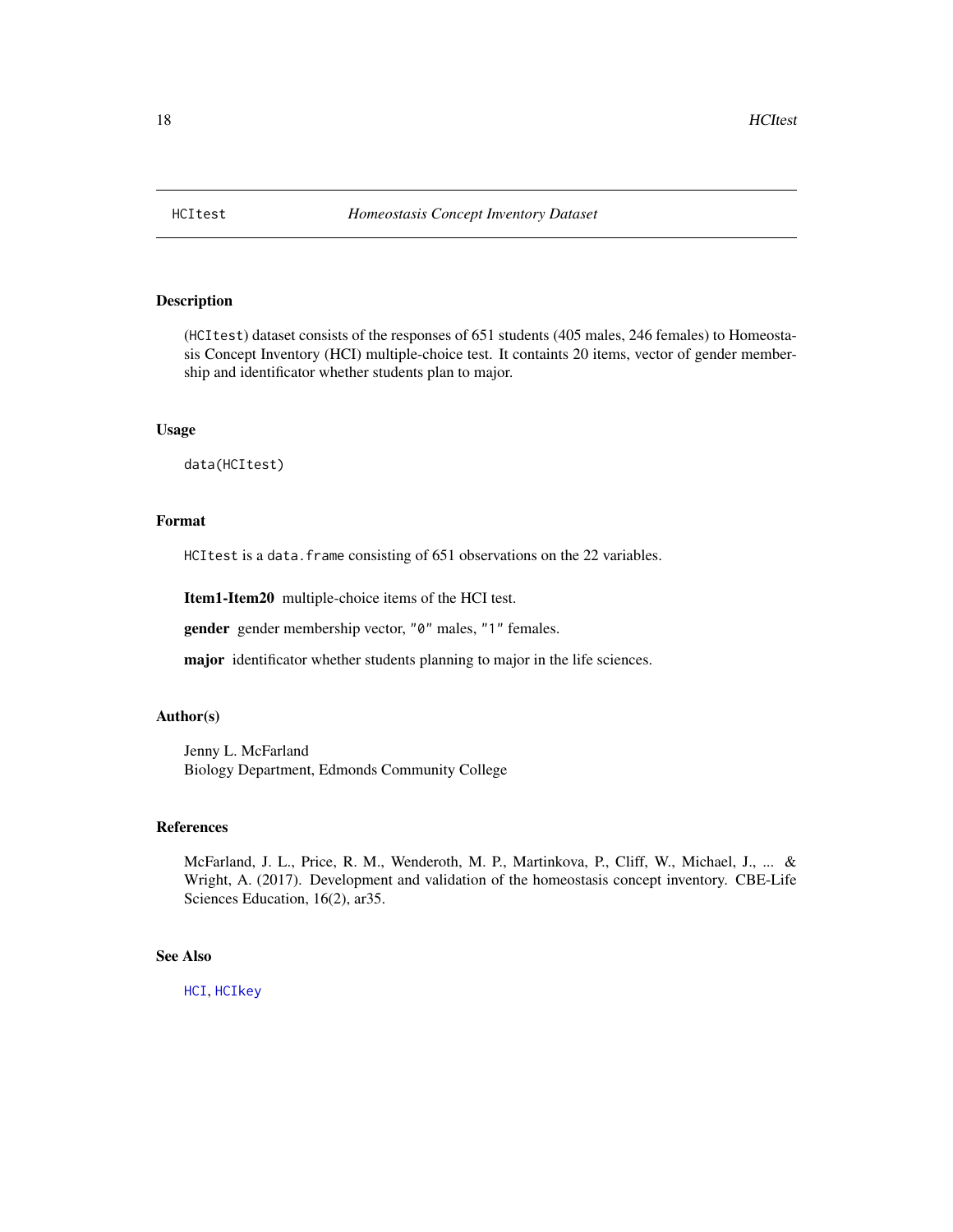HCItest *Homeostasis Concept Inventory Dataset*

## Description

(HCItest) dataset consists of the responses of 651 students (405 males, 246 females) to Homeostasis Concept Inventory (HCI) multiple-choice test. It containts 20 items, vector of gender membership and identificator whether students plan to major.

## Usage

```
data(HCItest)
```

## Format

HCItest is a data.frame consisting of 651 observations on the 22 variables.

**Item1-Item20** multiple-choice items of the HCI test.

**gender** gender membership vector, "0" males, "1" females.

**major** identificator whether students planning to major in the life sciences.

## Author(s)

Jenny L. McFarland
Biology Department, Edmonds Community College

## References

McFarland, J. L., Price, R. M., Wenderoth, M. P., Martinkova, P., Cliff, W., Michael, J., ... & Wright, A. (2017). Development and validation of the homeostasis concept inventory. CBE-Life Sciences Education, 16(2), ar35.

## See Also

HCI, HCIkey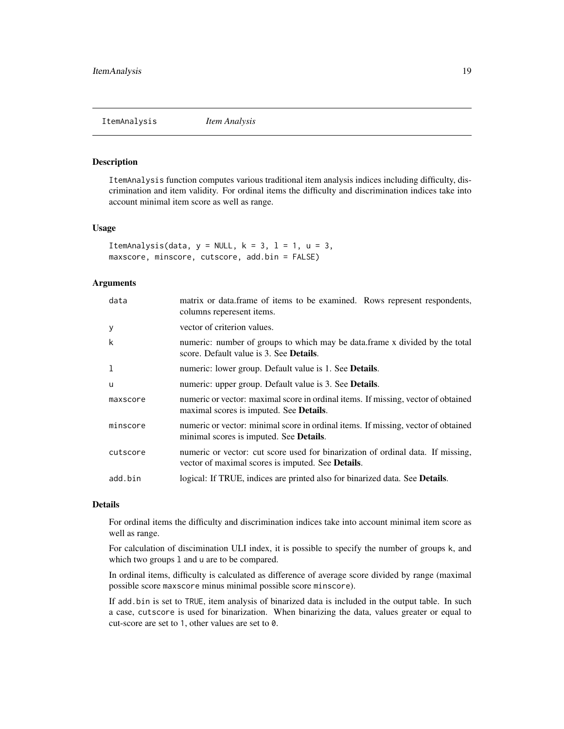ItemAnalysis *Item Analysis*

## Description

ItemAnalysis function computes various traditional item analysis indices including difficulty, discrimination and item validity. For ordinal items the difficulty and discrimination indices take into account minimal item score as well as range.

## Usage

```
ItemAnalysis(data, y = NULL, k = 3, l = 1, u = 3,
maxscore, minscore, cutscore, add.bin = FALSE)
```

## Arguments

| | |
|---|---|
| data | matrix or data.frame of items to be examined. Rows represent respondents, columns reperesent items. |
| y | vector of criterion values. |
| k | numeric: number of groups to which may be data.frame x divided by the total score. Default value is 3. See **Details**. |
| l | numeric: lower group. Default value is 1. See **Details**. |
| u | numeric: upper group. Default value is 3. See **Details**. |
| maxscore | numeric or vector: maximal score in ordinal items. If missing, vector of obtained maximal scores is imputed. See **Details**. |
| minscore | numeric or vector: minimal score in ordinal items. If missing, vector of obtained minimal scores is imputed. See **Details**. |
| cutscore | numeric or vector: cut score used for binarization of ordinal data. If missing, vector of maximal scores is imputed. See **Details**. |
| add.bin | logical: If TRUE, indices are printed also for binarized data. See **Details**. |

## Details

For ordinal items the difficulty and discrimination indices take into account minimal item score as well as range.

For calculation of discimination ULI index, it is possible to specify the number of groups k, and which two groups l and u are to be compared.

In ordinal items, difficulty is calculated as difference of average score divided by range (maximal possible score maxscore minus minimal possible score minscore).

If add.bin is set to TRUE, item analysis of binarized data is included in the output table. In such a case, cutscore is used for binarization. When binarizing the data, values greater or equal to cut-score are set to 1, other values are set to 0.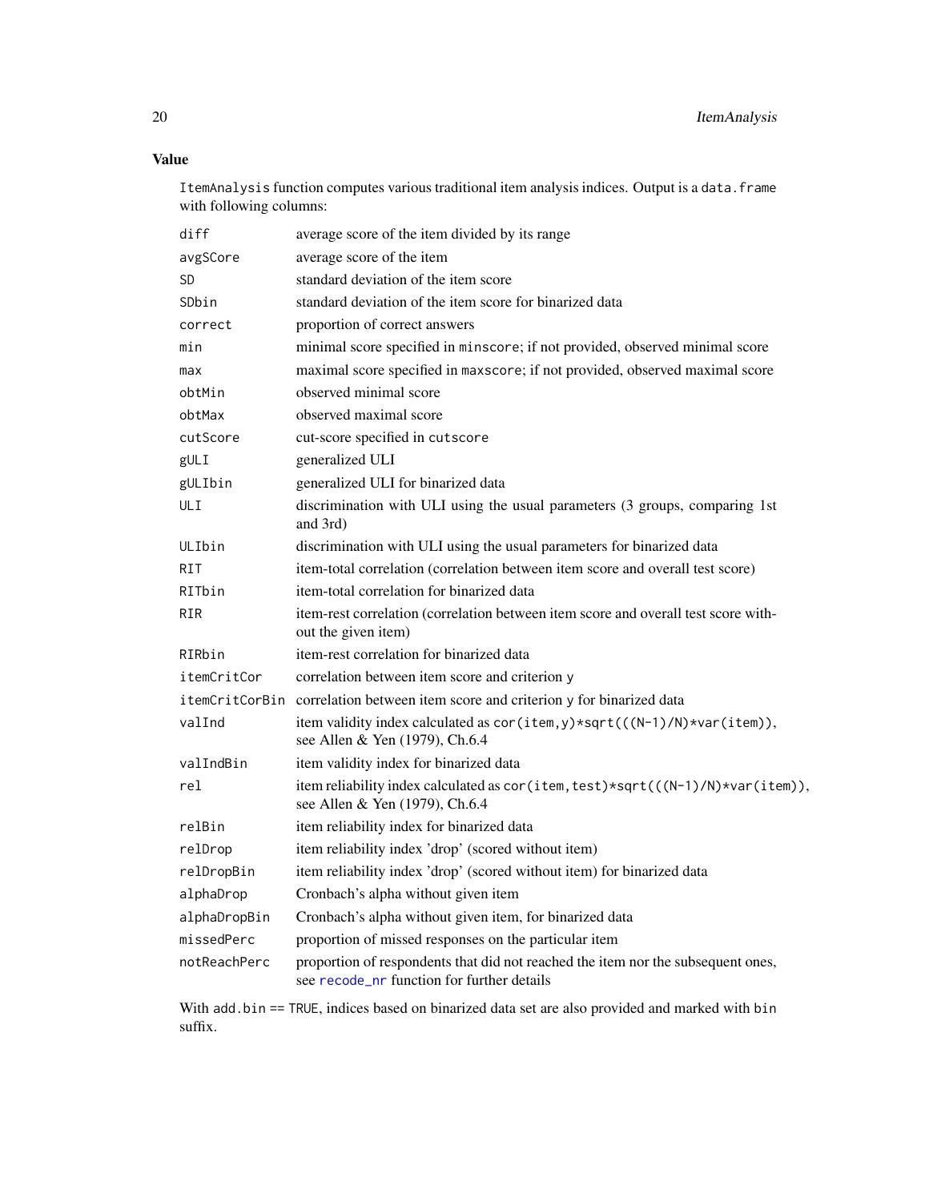## Value

`ItemAnalysis` function computes various traditional item analysis indices. Output is a `data.frame` with following columns:

| | |
|---|---|
| `diff` | average score of the item divided by its range |
| `avgSCore` | average score of the item |
| `SD` | standard deviation of the item score |
| `SDbin` | standard deviation of the item score for binarized data |
| `correct` | proportion of correct answers |
| `min` | minimal score specified in `minscore`; if not provided, observed minimal score |
| `max` | maximal score specified in `maxscore`; if not provided, observed maximal score |
| `obtMin` | observed minimal score |
| `obtMax` | observed maximal score |
| `cutScore` | cut-score specified in `cutscore` |
| `gULI` | generalized ULI |
| `gULIbin` | generalized ULI for binarized data |
| `ULI` | discrimination with ULI using the usual parameters (3 groups, comparing 1st and 3rd) |
| `ULIbin` | discrimination with ULI using the usual parameters for binarized data |
| `RIT` | item-total correlation (correlation between item score and overall test score) |
| `RITbin` | item-total correlation for binarized data |
| `RIR` | item-rest correlation (correlation between item score and overall test score without the given item) |
| `RIRbin` | item-rest correlation for binarized data |
| `itemCritCor` | correlation between item score and criterion `y` |
| `itemCritCorBin` | correlation between item score and criterion `y` for binarized data |
| `valInd` | item validity index calculated as `cor(item,y)*sqrt(((N-1)/N)*var(item))`, see Allen & Yen (1979), Ch.6.4 |
| `valIndBin` | item validity index for binarized data |
| `rel` | item reliability index calculated as `cor(item,test)*sqrt(((N-1)/N)*var(item))`, see Allen & Yen (1979), Ch.6.4 |
| `relBin` | item reliability index for binarized data |
| `relDrop` | item reliability index 'drop' (scored without item) |
| `relDropBin` | item reliability index 'drop' (scored without item) for binarized data |
| `alphaDrop` | Cronbach's alpha without given item |
| `alphaDropBin` | Cronbach's alpha without given item, for binarized data |
| `missedPerc` | proportion of missed responses on the particular item |
| `notReachPerc` | proportion of respondents that did not reached the item nor the subsequent ones, see `recode_nr` function for further details |

With `add.bin == TRUE`, indices based on binarized data set are also provided and marked with `bin` suffix.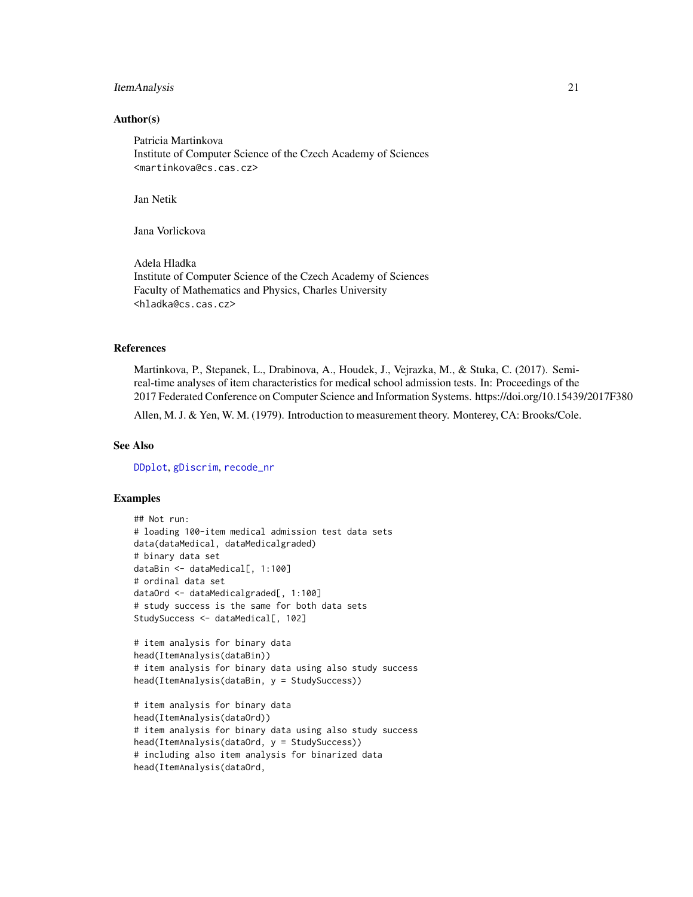### Author(s)

Patricia Martinkova  
Institute of Computer Science of the Czech Academy of Sciences  
<martinkova@cs.cas.cz>

Jan Netik

Jana Vorlickova

Adela Hladka  
Institute of Computer Science of the Czech Academy of Sciences  
Faculty of Mathematics and Physics, Charles University  
<hladka@cs.cas.cz>

### References

Martinkova, P., Stepanek, L., Drabinova, A., Houdek, J., Vejrazka, M., & Stuka, C. (2017). Semi-real-time analyses of item characteristics for medical school admission tests. In: Proceedings of the 2017 Federated Conference on Computer Science and Information Systems. https://doi.org/10.15439/2017F380

Allen, M. J. & Yen, W. M. (1979). Introduction to measurement theory. Monterey, CA: Brooks/Cole.

### See Also

DDplot, gDiscrim, recode_nr

### Examples

```
## Not run:
# loading 100-item medical admission test data sets
data(dataMedical, dataMedicalgraded)
# binary data set
dataBin <- dataMedical[, 1:100]
# ordinal data set
dataOrd <- dataMedicalgraded[, 1:100]
# study success is the same for both data sets
StudySuccess <- dataMedical[, 102]

# item analysis for binary data
head(ItemAnalysis(dataBin))
# item analysis for binary data using also study success
head(ItemAnalysis(dataBin, y = StudySuccess))

# item analysis for binary data
head(ItemAnalysis(dataOrd))
# item analysis for binary data using also study success
head(ItemAnalysis(dataOrd, y = StudySuccess))
# including also item analysis for binarized data
head(ItemAnalysis(dataOrd,
```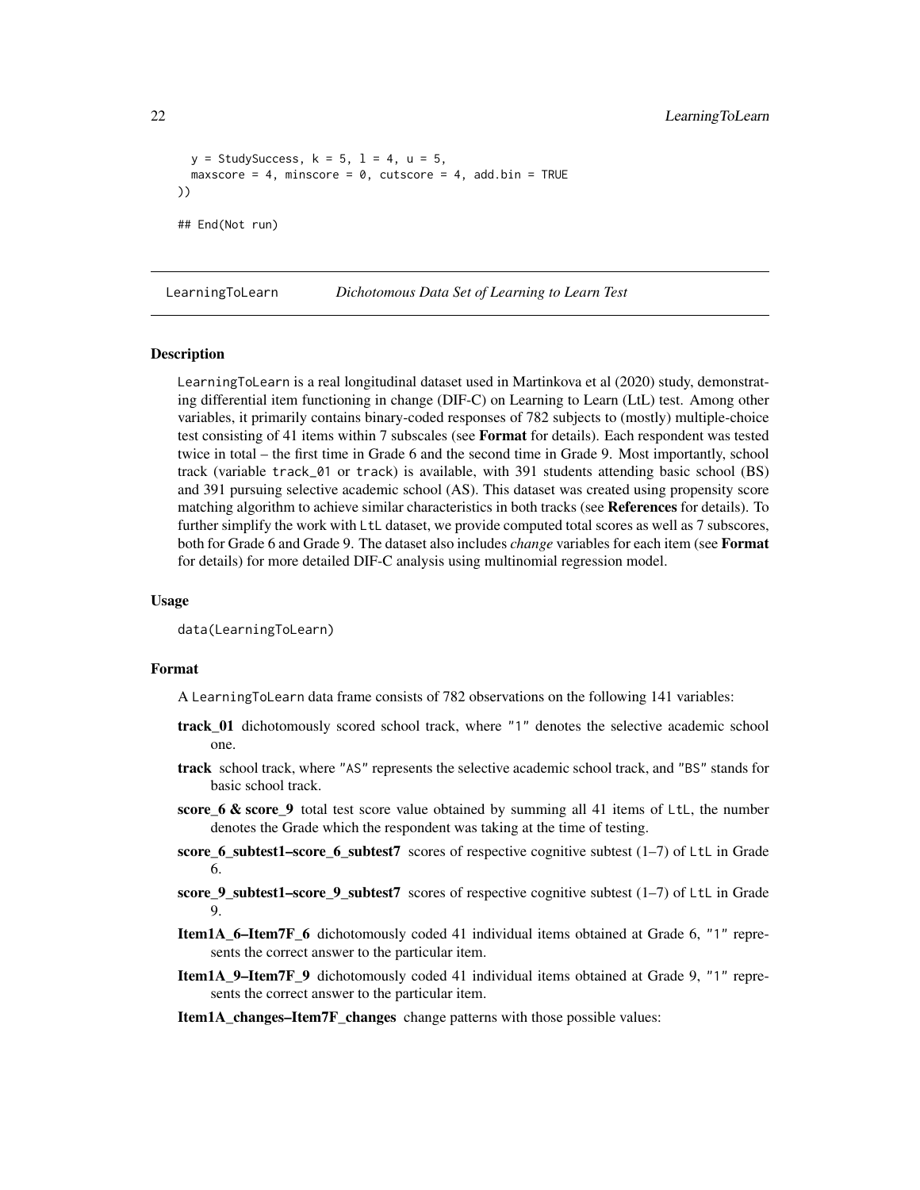```
  y = StudySuccess, k = 5, l = 4, u = 5,
  maxscore = 4, minscore = 0, cutscore = 4, add.bin = TRUE
))

## End(Not run)
```

---

## LearningToLearn *Dichotomous Data Set of Learning to Learn Test*

---

### Description

LearningToLearn is a real longitudinal dataset used in Martinkova et al (2020) study, demonstrating differential item functioning in change (DIF-C) on Learning to Learn (LtL) test. Among other variables, it primarily contains binary-coded responses of 782 subjects to (mostly) multiple-choice test consisting of 41 items within 7 subscales (see **Format** for details). Each respondent was tested twice in total – the first time in Grade 6 and the second time in Grade 9. Most importantly, school track (variable track_01 or track) is available, with 391 students attending basic school (BS) and 391 pursuing selective academic school (AS). This dataset was created using propensity score matching algorithm to achieve similar characteristics in both tracks (see **References** for details). To further simplify the work with LtL dataset, we provide computed total scores as well as 7 subscores, both for Grade 6 and Grade 9. The dataset also includes *change* variables for each item (see **Format** for details) for more detailed DIF-C analysis using multinomial regression model.

### Usage

```
data(LearningToLearn)
```

### Format

A LearningToLearn data frame consists of 782 observations on the following 141 variables:

**track_01** dichotomously scored school track, where "1" denotes the selective academic school one.

**track** school track, where "AS" represents the selective academic school track, and "BS" stands for basic school track.

**score_6 & score_9** total test score value obtained by summing all 41 items of LtL, the number denotes the Grade which the respondent was taking at the time of testing.

**score_6_subtest1–score_6_subtest7** scores of respective cognitive subtest (1–7) of LtL in Grade 6.

**score_9_subtest1–score_9_subtest7** scores of respective cognitive subtest (1–7) of LtL in Grade 9.

**Item1A_6–Item7F_6** dichotomously coded 41 individual items obtained at Grade 6, "1" represents the correct answer to the particular item.

**Item1A_9–Item7F_9** dichotomously coded 41 individual items obtained at Grade 9, "1" represents the correct answer to the particular item.

**Item1A_changes–Item7F_changes** change patterns with those possible values: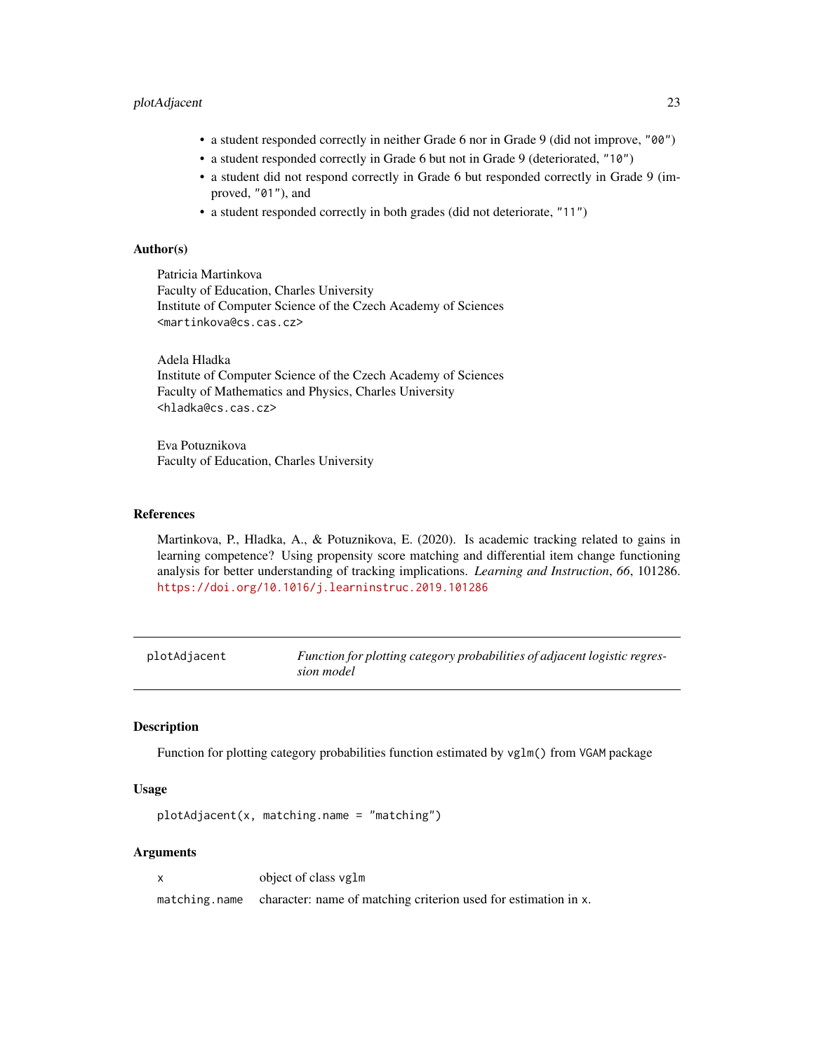- a student responded correctly in neither Grade 6 nor in Grade 9 (did not improve, "00")
- a student responded correctly in Grade 6 but not in Grade 9 (deteriorated, "10")
- a student did not respond correctly in Grade 6 but responded correctly in Grade 9 (improved, "01"), and
- a student responded correctly in both grades (did not deteriorate, "11")

### Author(s)

Patricia Martinkova
Faculty of Education, Charles University
Institute of Computer Science of the Czech Academy of Sciences
<martinkova@cs.cas.cz>

Adela Hladka
Institute of Computer Science of the Czech Academy of Sciences
Faculty of Mathematics and Physics, Charles University
<hladka@cs.cas.cz>

Eva Potuznikova
Faculty of Education, Charles University

### References

Martinkova, P., Hladka, A., & Potuznikova, E. (2020). Is academic tracking related to gains in learning competence? Using propensity score matching and differential item change functioning analysis for better understanding of tracking implications. *Learning and Instruction*, *66*, 101286. https://doi.org/10.1016/j.learninstruc.2019.101286

---

## plotAdjacent — *Function for plotting category probabilities of adjacent logistic regression model*

### Description

Function for plotting category probabilities function estimated by `vglm()` from `VGAM` package

### Usage

```
plotAdjacent(x, matching.name = "matching")
```

### Arguments

| | |
|---|---|
| `x` | object of class `vglm` |
| `matching.name` | character: name of matching criterion used for estimation in `x`. |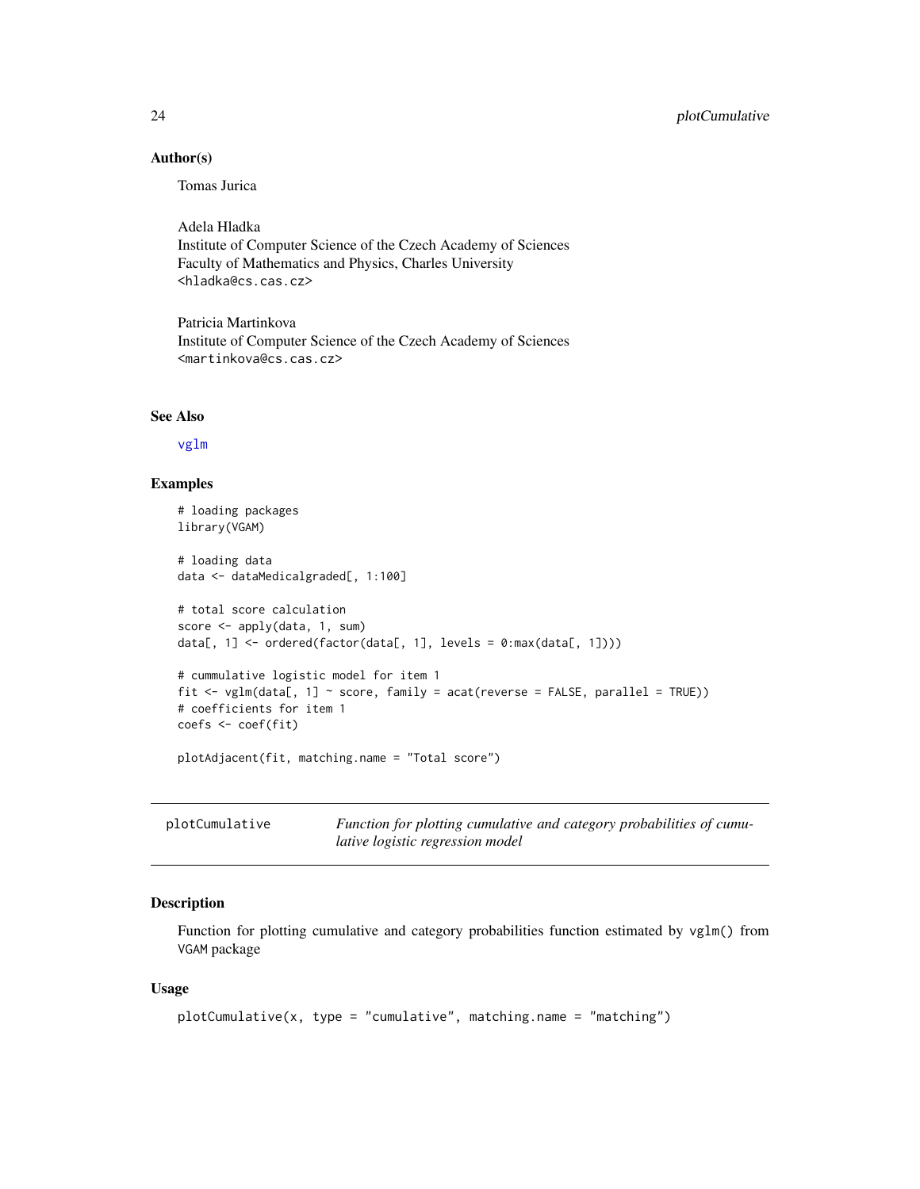## Author(s)

Tomas Jurica

Adela Hladka
Institute of Computer Science of the Czech Academy of Sciences
Faculty of Mathematics and Physics, Charles University
<hladka@cs.cas.cz>

Patricia Martinkova
Institute of Computer Science of the Czech Academy of Sciences
<martinkova@cs.cas.cz>

## See Also

vglm

## Examples

```
# loading packages
library(VGAM)

# loading data
data <- dataMedicalgraded[, 1:100]

# total score calculation
score <- apply(data, 1, sum)
data[, 1] <- ordered(factor(data[, 1], levels = 0:max(data[, 1])))

# cummulative logistic model for item 1
fit <- vglm(data[, 1] ~ score, family = acat(reverse = FALSE, parallel = TRUE))
# coefficients for item 1
coefs <- coef(fit)

plotAdjacent(fit, matching.name = "Total score")
```

---

# plotCumulative — *Function for plotting cumulative and category probabilities of cumulative logistic regression model*

## Description

Function for plotting cumulative and category probabilities function estimated by vglm() from VGAM package

## Usage

```
plotCumulative(x, type = "cumulative", matching.name = "matching")
```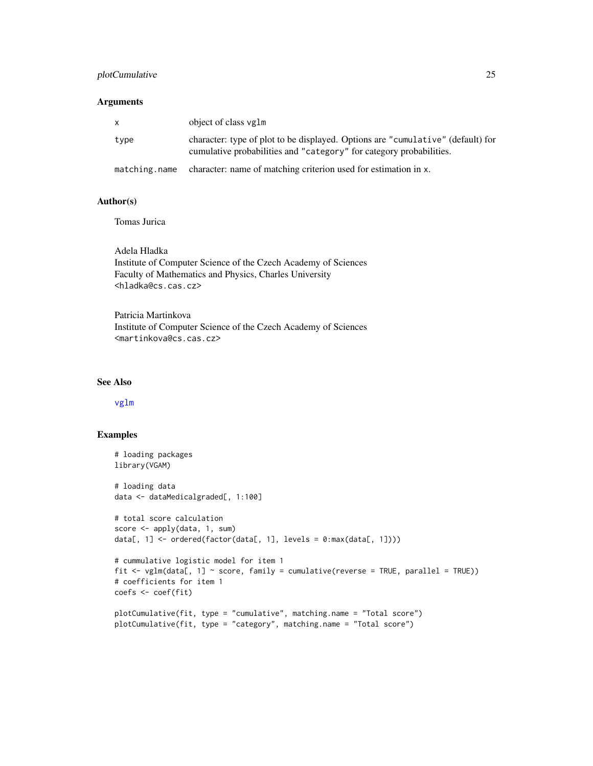## Arguments

| | |
|---|---|
| `x` | object of class `vglm` |
| `type` | character: type of plot to be displayed. Options are `"cumulative"` (default) for cumulative probabilities and `"category"` for category probabilities. |
| `matching.name` | character: name of matching criterion used for estimation in `x`. |

## Author(s)

Tomas Jurica

Adela Hladka
Institute of Computer Science of the Czech Academy of Sciences
Faculty of Mathematics and Physics, Charles University
<hladka@cs.cas.cz>

Patricia Martinkova
Institute of Computer Science of the Czech Academy of Sciences
<martinkova@cs.cas.cz>

## See Also

vglm

## Examples

```
# loading packages
library(VGAM)

# loading data
data <- dataMedicalgraded[, 1:100]

# total score calculation
score <- apply(data, 1, sum)
data[, 1] <- ordered(factor(data[, 1], levels = 0:max(data[, 1])))

# cummulative logistic model for item 1
fit <- vglm(data[, 1] ~ score, family = cumulative(reverse = TRUE, parallel = TRUE))
# coefficients for item 1
coefs <- coef(fit)

plotCumulative(fit, type = "cumulative", matching.name = "Total score")
plotCumulative(fit, type = "category", matching.name = "Total score")
```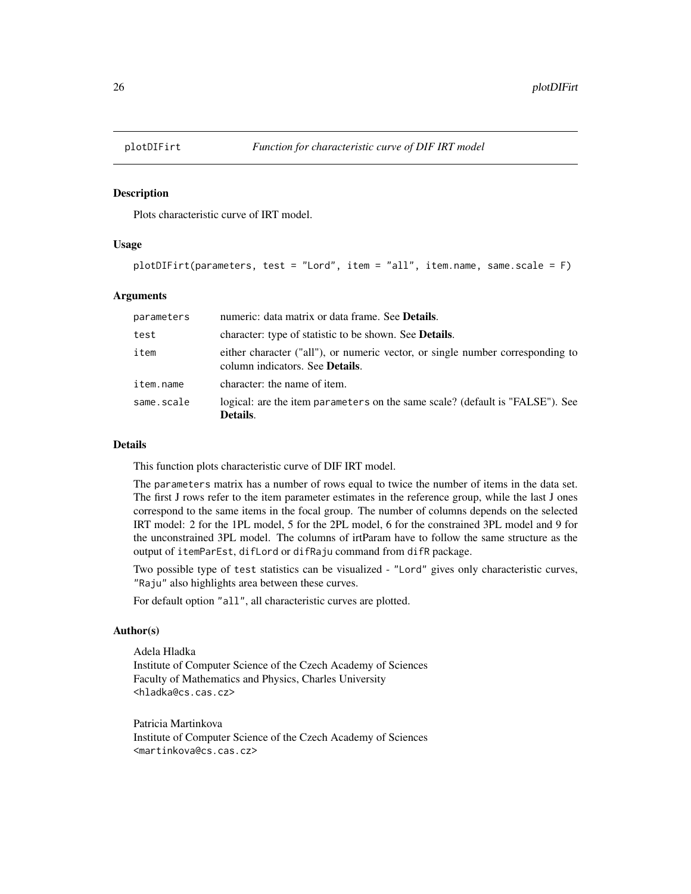# plotDIFirt — *Function for characteristic curve of DIF IRT model*

## Description

Plots characteristic curve of IRT model.

## Usage

```
plotDIFirt(parameters, test = "Lord", item = "all", item.name, same.scale = F)
```

## Arguments

| | |
|---|---|
| `parameters` | numeric: data matrix or data frame. See **Details**. |
| `test` | character: type of statistic to be shown. See **Details**. |
| `item` | either character ("all"), or numeric vector, or single number corresponding to column indicators. See **Details**. |
| `item.name` | character: the name of item. |
| `same.scale` | logical: are the item `parameters` on the same scale? (default is "FALSE"). See **Details**. |

## Details

This function plots characteristic curve of DIF IRT model.

The `parameters` matrix has a number of rows equal to twice the number of items in the data set. The first J rows refer to the item parameter estimates in the reference group, while the last J ones correspond to the same items in the focal group. The number of columns depends on the selected IRT model: 2 for the 1PL model, 5 for the 2PL model, 6 for the constrained 3PL model and 9 for the unconstrained 3PL model. The columns of irtParam have to follow the same structure as the output of `itemParEst`, `difLord` or `difRaju` command from `difR` package.

Two possible type of `test` statistics can be visualized - `"Lord"` gives only characteristic curves, `"Raju"` also highlights area between these curves.

For default option `"all"`, all characteristic curves are plotted.

## Author(s)

Adela Hladka
Institute of Computer Science of the Czech Academy of Sciences
Faculty of Mathematics and Physics, Charles University
`<hladka@cs.cas.cz>`

Patricia Martinkova
Institute of Computer Science of the Czech Academy of Sciences
`<martinkova@cs.cas.cz>`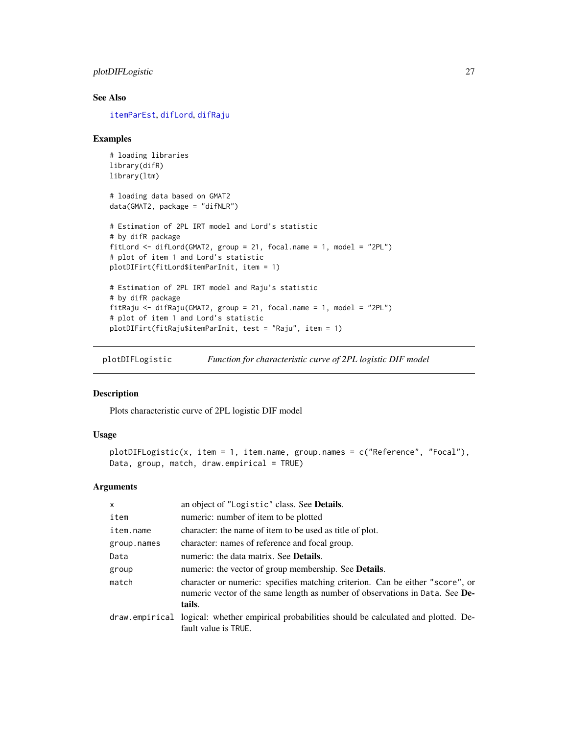## See Also

itemParEst, difLord, difRaju

## Examples

```
# loading libraries
library(difR)
library(ltm)

# loading data based on GMAT2
data(GMAT2, package = "difNLR")

# Estimation of 2PL IRT model and Lord's statistic
# by difR package
fitLord <- difLord(GMAT2, group = 21, focal.name = 1, model = "2PL")
# plot of item 1 and Lord's statistic
plotDIFirt(fitLord$itemParInit, item = 1)

# Estimation of 2PL IRT model and Raju's statistic
# by difR package
fitRaju <- difRaju(GMAT2, group = 21, focal.name = 1, model = "2PL")
# plot of item 1 and Lord's statistic
plotDIFirt(fitRaju$itemParInit, test = "Raju", item = 1)
```

---

# plotDIFLogistic — *Function for characteristic curve of 2PL logistic DIF model*

## Description

Plots characteristic curve of 2PL logistic DIF model

## Usage

```
plotDIFLogistic(x, item = 1, item.name, group.names = c("Reference", "Focal"),
Data, group, match, draw.empirical = TRUE)
```

## Arguments

| | |
|---|---|
| x | an object of "Logistic" class. See **Details**. |
| item | numeric: number of item to be plotted |
| item.name | character: the name of item to be used as title of plot. |
| group.names | character: names of reference and focal group. |
| Data | numeric: the data matrix. See **Details**. |
| group | numeric: the vector of group membership. See **Details**. |
| match | character or numeric: specifies matching criterion. Can be either "score", or numeric vector of the same length as number of observations in Data. See **Details**. |
| draw.empirical | logical: whether empirical probabilities should be calculated and plotted. Default value is TRUE. |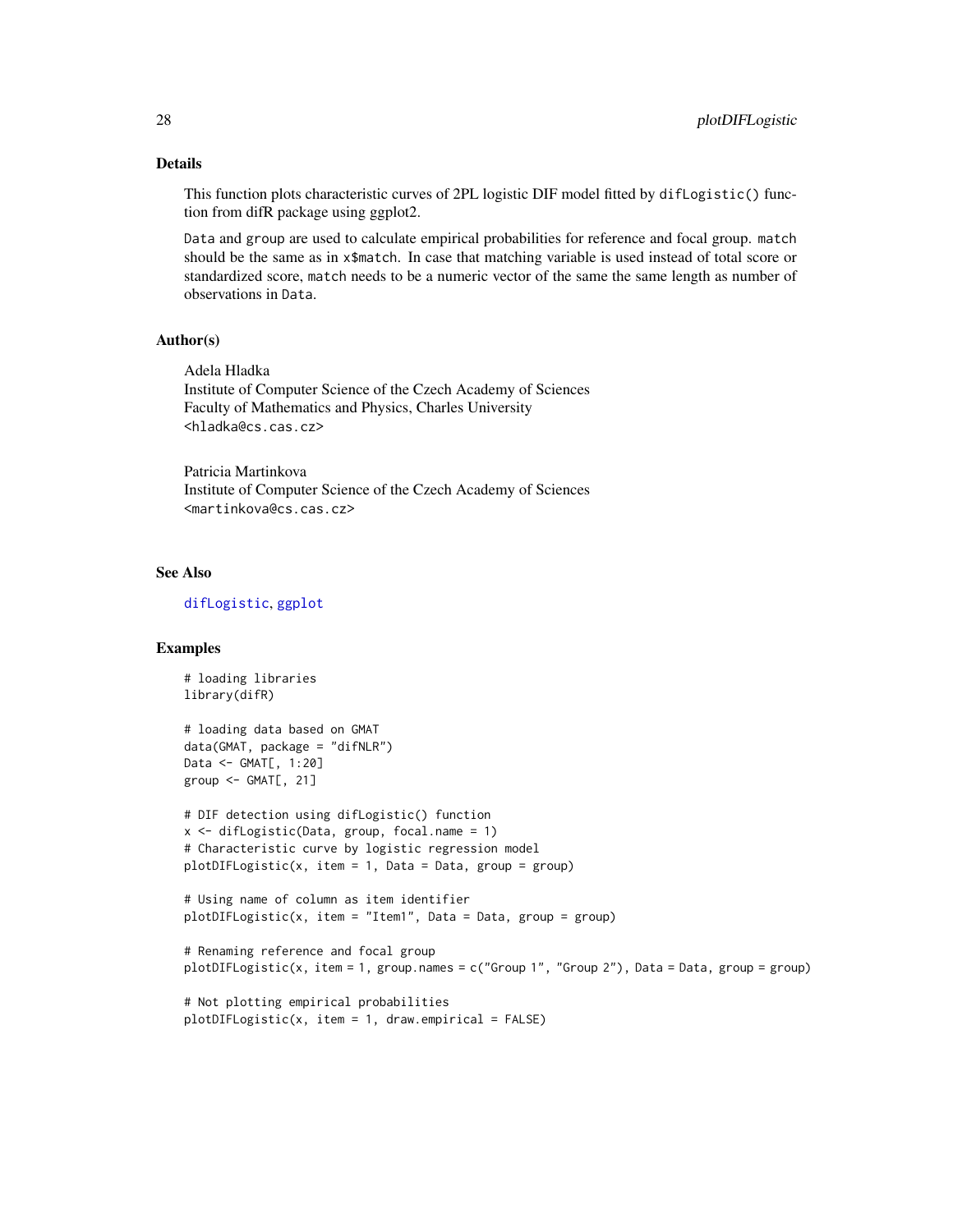## Details

This function plots characteristic curves of 2PL logistic DIF model fitted by `difLogistic()` function from difR package using ggplot2.

`Data` and `group` are used to calculate empirical probabilities for reference and focal group. `match` should be the same as in `x$match`. In case that matching variable is used instead of total score or standardized score, `match` needs to be a numeric vector of the same the same length as number of observations in `Data`.

## Author(s)

Adela Hladka
Institute of Computer Science of the Czech Academy of Sciences
Faculty of Mathematics and Physics, Charles University
<hladka@cs.cas.cz>

Patricia Martinkova
Institute of Computer Science of the Czech Academy of Sciences
<martinkova@cs.cas.cz>

## See Also

`difLogistic`, `ggplot`

## Examples

```
# loading libraries
library(difR)

# loading data based on GMAT
data(GMAT, package = "difNLR")
Data <- GMAT[, 1:20]
group <- GMAT[, 21]

# DIF detection using difLogistic() function
x <- difLogistic(Data, group, focal.name = 1)
# Characteristic curve by logistic regression model
plotDIFLogistic(x, item = 1, Data = Data, group = group)

# Using name of column as item identifier
plotDIFLogistic(x, item = "Item1", Data = Data, group = group)

# Renaming reference and focal group
plotDIFLogistic(x, item = 1, group.names = c("Group 1", "Group 2"), Data = Data, group = group)

# Not plotting empirical probabilities
plotDIFLogistic(x, item = 1, draw.empirical = FALSE)
```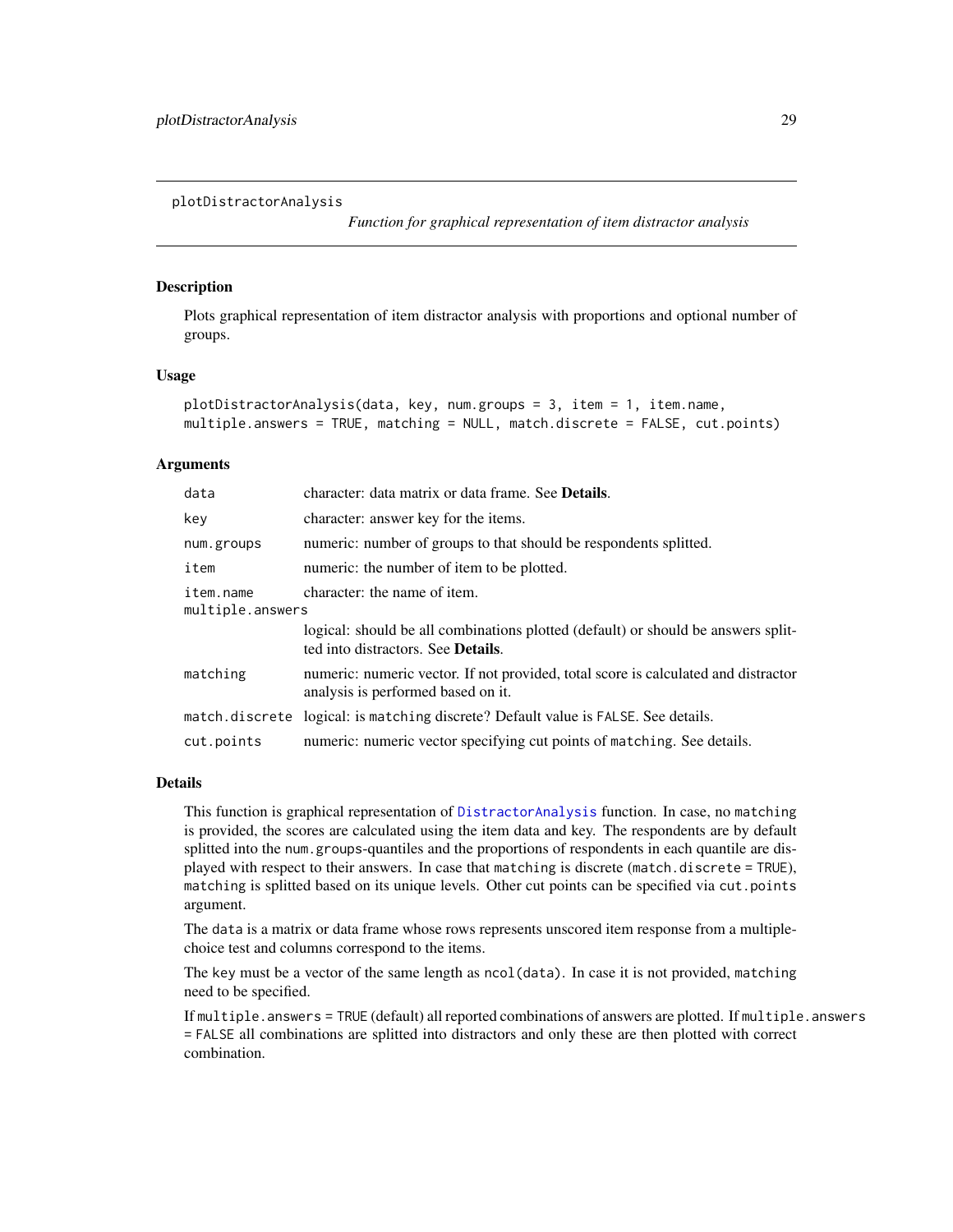# plotDistractorAnalysis

*Function for graphical representation of item distractor analysis*

## Description

Plots graphical representation of item distractor analysis with proportions and optional number of groups.

## Usage

```
plotDistractorAnalysis(data, key, num.groups = 3, item = 1, item.name,
multiple.answers = TRUE, matching = NULL, match.discrete = FALSE, cut.points)
```

## Arguments

| | |
|---|---|
| `data` | character: data matrix or data frame. See **Details**. |
| `key` | character: answer key for the items. |
| `num.groups` | numeric: number of groups to that should be respondents splitted. |
| `item` | numeric: the number of item to be plotted. |
| `item.name` | character: the name of item. |
| `multiple.answers` | logical: should be all combinations plotted (default) or should be answers splitted into distractors. See **Details**. |
| `matching` | numeric: numeric vector. If not provided, total score is calculated and distractor analysis is performed based on it. |
| `match.discrete` | logical: is `matching` discrete? Default value is `FALSE`. See details. |
| `cut.points` | numeric: numeric vector specifying cut points of `matching`. See details. |

## Details

This function is graphical representation of `DistractorAnalysis` function. In case, no `matching` is provided, the scores are calculated using the item data and key. The respondents are by default splitted into the `num.groups`-quantiles and the proportions of respondents in each quantile are displayed with respect to their answers. In case that `matching` is discrete (`match.discrete = TRUE`), `matching` is splitted based on its unique levels. Other cut points can be specified via `cut.points` argument.

The `data` is a matrix or data frame whose rows represents unscored item response from a multiple-choice test and columns correspond to the items.

The `key` must be a vector of the same length as `ncol(data)`. In case it is not provided, `matching` need to be specified.

If `multiple.answers = TRUE` (default) all reported combinations of answers are plotted. If `multiple.answers = FALSE` all combinations are splitted into distractors and only these are then plotted with correct combination.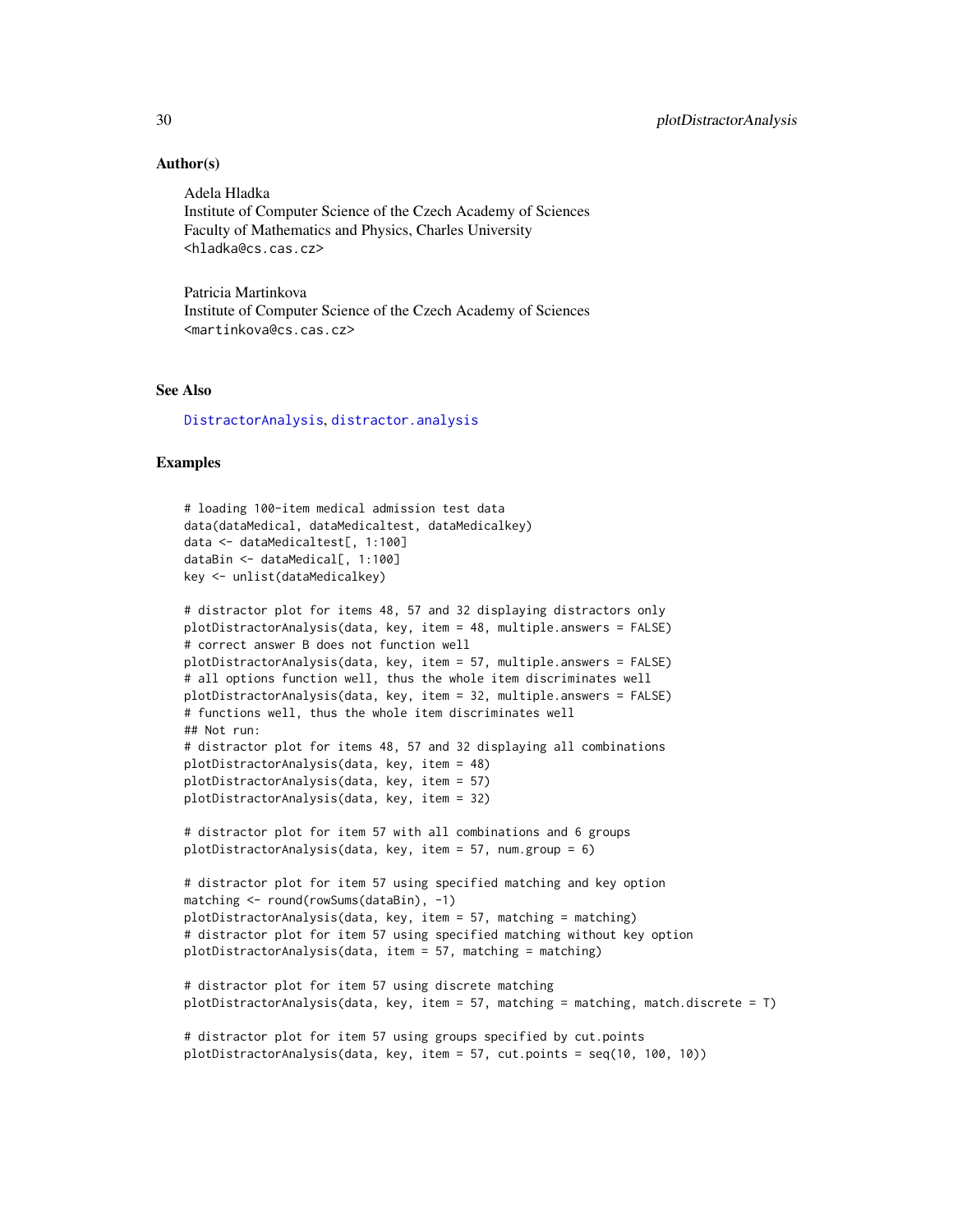## Author(s)

Adela Hladka
Institute of Computer Science of the Czech Academy of Sciences
Faculty of Mathematics and Physics, Charles University
<hladka@cs.cas.cz>

Patricia Martinkova
Institute of Computer Science of the Czech Academy of Sciences
<martinkova@cs.cas.cz>

## See Also

DistractorAnalysis, distractor.analysis

## Examples

```
# loading 100-item medical admission test data
data(dataMedical, dataMedicaltest, dataMedicalkey)
data <- dataMedicaltest[, 1:100]
dataBin <- dataMedical[, 1:100]
key <- unlist(dataMedicalkey)

# distractor plot for items 48, 57 and 32 displaying distractors only
plotDistractorAnalysis(data, key, item = 48, multiple.answers = FALSE)
# correct answer B does not function well
plotDistractorAnalysis(data, key, item = 57, multiple.answers = FALSE)
# all options function well, thus the whole item discriminates well
plotDistractorAnalysis(data, key, item = 32, multiple.answers = FALSE)
# functions well, thus the whole item discriminates well
## Not run:
# distractor plot for items 48, 57 and 32 displaying all combinations
plotDistractorAnalysis(data, key, item = 48)
plotDistractorAnalysis(data, key, item = 57)
plotDistractorAnalysis(data, key, item = 32)

# distractor plot for item 57 with all combinations and 6 groups
plotDistractorAnalysis(data, key, item = 57, num.group = 6)

# distractor plot for item 57 using specified matching and key option
matching <- round(rowSums(dataBin), -1)
plotDistractorAnalysis(data, key, item = 57, matching = matching)
# distractor plot for item 57 using specified matching without key option
plotDistractorAnalysis(data, item = 57, matching = matching)

# distractor plot for item 57 using discrete matching
plotDistractorAnalysis(data, key, item = 57, matching = matching, match.discrete = T)

# distractor plot for item 57 using groups specified by cut.points
plotDistractorAnalysis(data, key, item = 57, cut.points = seq(10, 100, 10))
```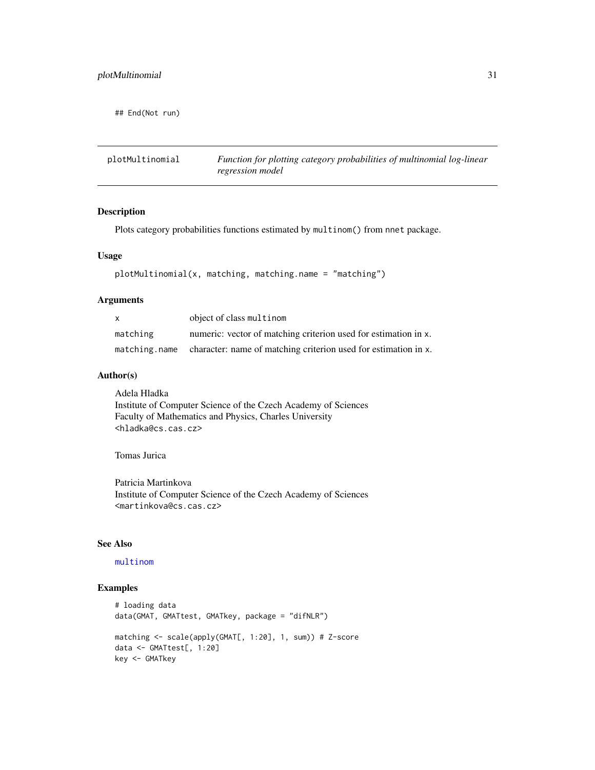```
## End(Not run)
```

---

## plotMultinomial — *Function for plotting category probabilities of multinomial log-linear regression model*

---

### Description

Plots category probabilities functions estimated by `multinom()` from `nnet` package.

### Usage

```
plotMultinomial(x, matching, matching.name = "matching")
```

### Arguments

| | |
|---|---|
| `x` | object of class `multinom` |
| `matching` | numeric: vector of matching criterion used for estimation in `x`. |
| `matching.name` | character: name of matching criterion used for estimation in `x`. |

### Author(s)

Adela Hladka
Institute of Computer Science of the Czech Academy of Sciences
Faculty of Mathematics and Physics, Charles University
<hladka@cs.cas.cz>

Tomas Jurica

Patricia Martinkova
Institute of Computer Science of the Czech Academy of Sciences
<martinkova@cs.cas.cz>

### See Also

multinom

### Examples

```
# loading data
data(GMAT, GMATtest, GMATkey, package = "difNLR")

matching <- scale(apply(GMAT[, 1:20], 1, sum)) # Z-score
data <- GMATtest[, 1:20]
key <- GMATkey
```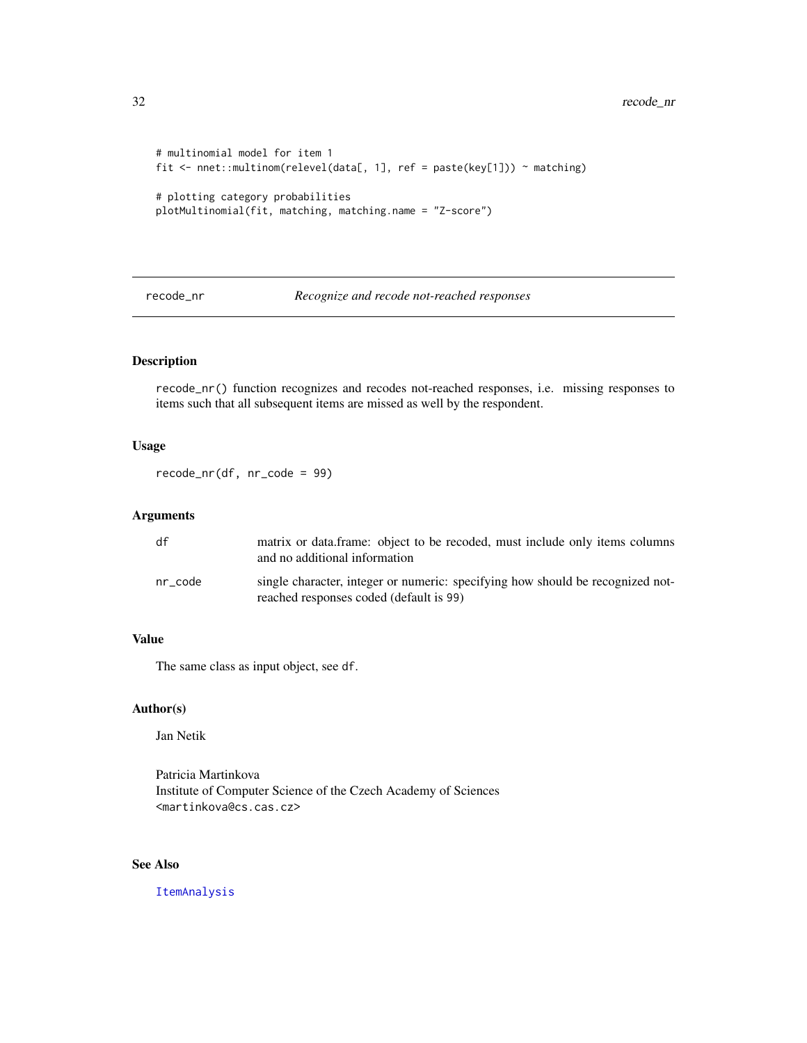```
# multinomial model for item 1
fit <- nnet::multinom(relevel(data[, 1], ref = paste(key[1])) ~ matching)

# plotting category probabilities
plotMultinomial(fit, matching, matching.name = "Z-score")
```

---

## recode_nr — *Recognize and recode not-reached responses*

---

### Description

`recode_nr()` function recognizes and recodes not-reached responses, i.e. missing responses to items such that all subsequent items are missed as well by the respondent.

### Usage

```
recode_nr(df, nr_code = 99)
```

### Arguments

| | |
|---|---|
| `df` | matrix or data.frame: object to be recoded, must include only items columns and no additional information |
| `nr_code` | single character, integer or numeric: specifying how should be recognized not-reached responses coded (default is `99`) |

### Value

The same class as input object, see `df`.

### Author(s)

Jan Netik

Patricia Martinkova
Institute of Computer Science of the Czech Academy of Sciences
`<martinkova@cs.cas.cz>`

### See Also

`ItemAnalysis`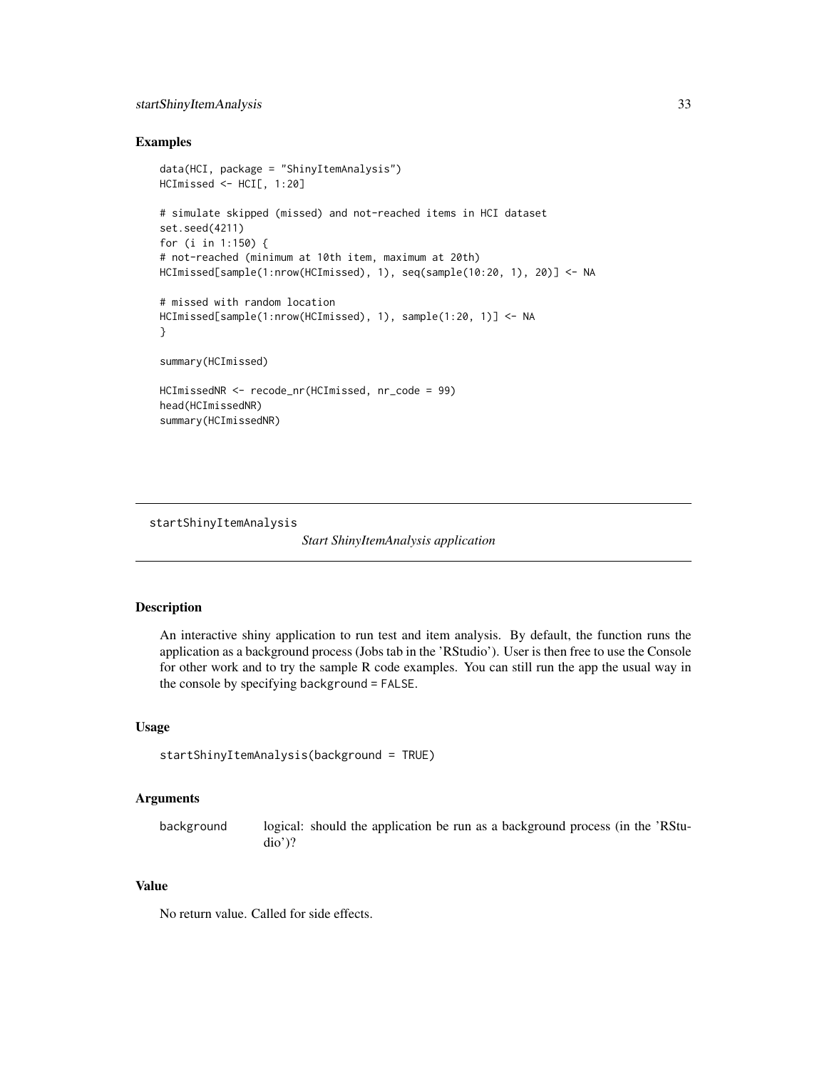### Examples

```
data(HCI, package = "ShinyItemAnalysis")
HCImissed <- HCI[, 1:20]

# simulate skipped (missed) and not-reached items in HCI dataset
set.seed(4211)
for (i in 1:150) {
# not-reached (minimum at 10th item, maximum at 20th)
HCImissed[sample(1:nrow(HCImissed), 1), seq(sample(10:20, 1), 20)] <- NA

# missed with random location
HCImissed[sample(1:nrow(HCImissed), 1), sample(1:20, 1)] <- NA
}

summary(HCImissed)

HCImissedNR <- recode_nr(HCImissed, nr_code = 99)
head(HCImissedNR)
summary(HCImissedNR)
```

---

## startShinyItemAnalysis

*Start ShinyItemAnalysis application*

---

### Description

An interactive shiny application to run test and item analysis. By default, the function runs the application as a background process (Jobs tab in the 'RStudio'). User is then free to use the Console for other work and to try the sample R code examples. You can still run the app the usual way in the console by specifying `background = FALSE`.

### Usage

```
startShinyItemAnalysis(background = TRUE)
```

### Arguments

| | |
|---|---|
| `background` | logical: should the application be run as a background process (in the 'RStudio')? |

### Value

No return value. Called for side effects.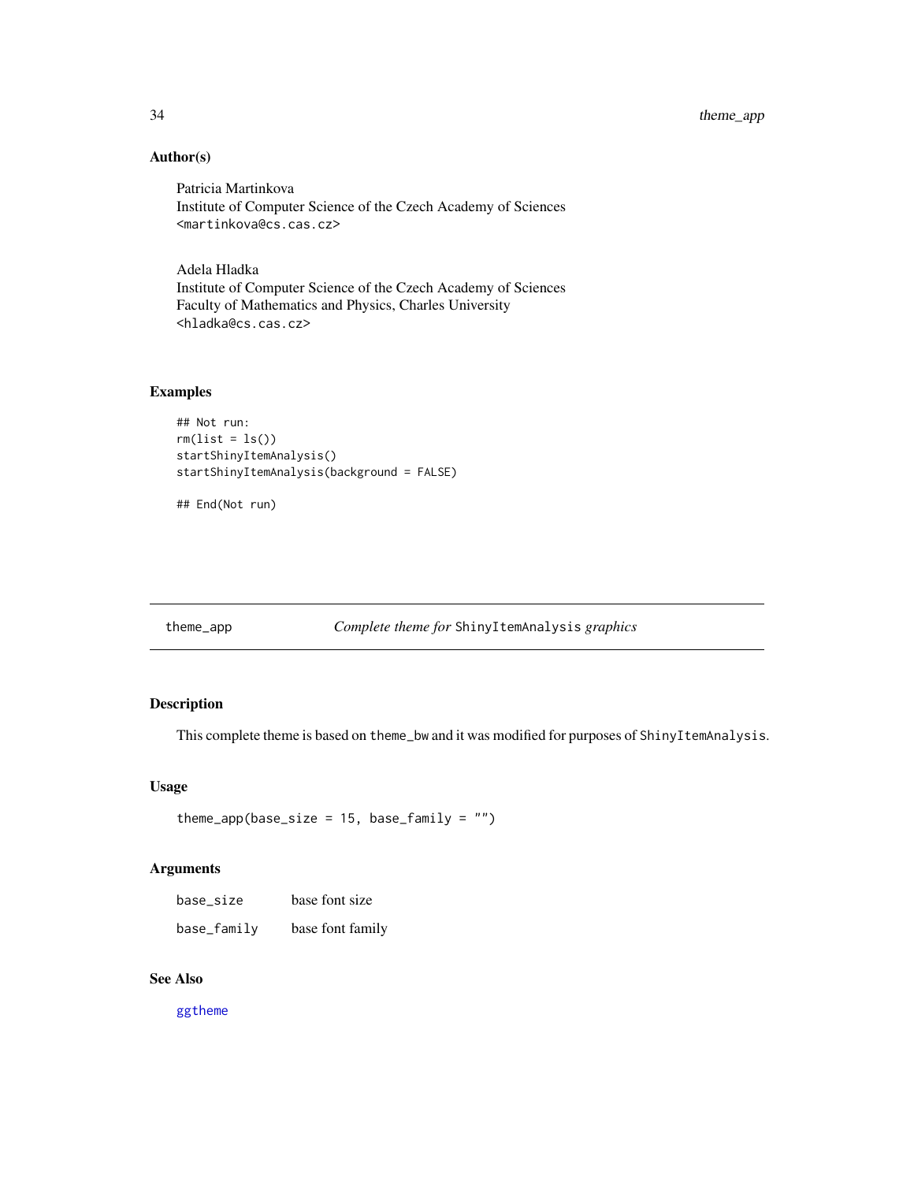## Author(s)

Patricia Martinkova
Institute of Computer Science of the Czech Academy of Sciences
<martinkova@cs.cas.cz>

Adela Hladka
Institute of Computer Science of the Czech Academy of Sciences
Faculty of Mathematics and Physics, Charles University
<hladka@cs.cas.cz>

## Examples

```
## Not run:
rm(list = ls())
startShinyItemAnalysis()
startShinyItemAnalysis(background = FALSE)

## End(Not run)
```

---

# theme_app — *Complete theme for* ShinyItemAnalysis *graphics*

---

## Description

This complete theme is based on `theme_bw` and it was modified for purposes of `ShinyItemAnalysis`.

## Usage

```
theme_app(base_size = 15, base_family = "")
```

## Arguments

| | |
|---|---|
| `base_size` | base font size |
| `base_family` | base font family |

## See Also

ggtheme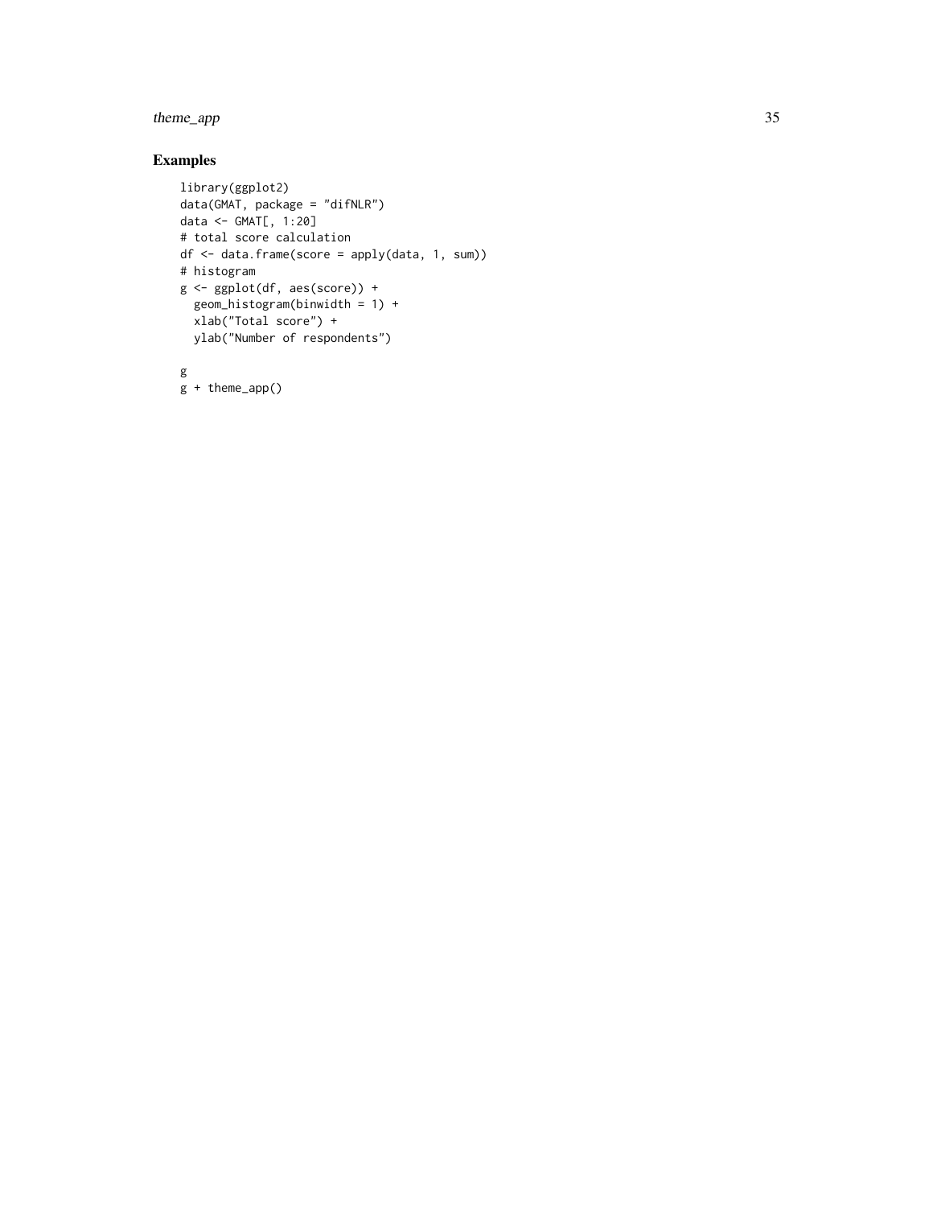## Examples

```
library(ggplot2)
data(GMAT, package = "difNLR")
data <- GMAT[, 1:20]
# total score calculation
df <- data.frame(score = apply(data, 1, sum))
# histogram
g <- ggplot(df, aes(score)) +
  geom_histogram(binwidth = 1) +
  xlab("Total score") +
  ylab("Number of respondents")

g
g + theme_app()
```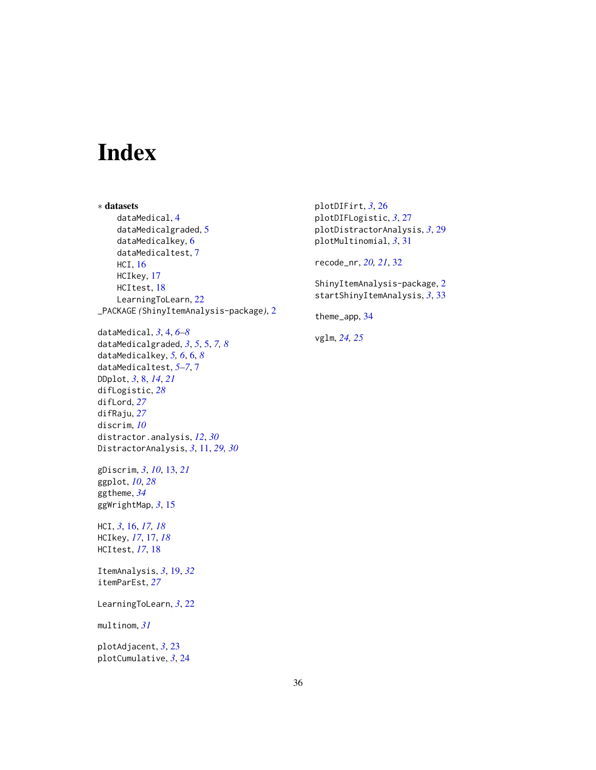# Index

∗ **datasets**
- dataMedical, 4
- dataMedicalgraded, 5
- dataMedicalkey, 6
- dataMedicaltest, 7
- HCI, 16
- HCIkey, 17
- HCItest, 18
- LearningToLearn, 22

_PACKAGE *(*ShinyItemAnalysis-package*)*, 2

dataMedical, *3*, 4, *6–8*
dataMedicalgraded, *3*, *5*, 5, *7, 8*
dataMedicalkey, *5, 6*, 6, *8*
dataMedicaltest, *5–7*, 7
DDplot, *3*, 8, *14*, *21*
difLogistic, *28*
difLord, *27*
difRaju, *27*
discrim, *10*
distractor.analysis, *12*, *30*
DistractorAnalysis, *3*, 11, *29, 30*

gDiscrim, *3*, *10*, 13, *21*
ggplot, *10*, *28*
ggtheme, *34*
ggWrightMap, *3*, 15

HCI, *3*, 16, *17, 18*
HCIkey, *17*, 17, *18*
HCItest, *17*, 18

ItemAnalysis, *3*, 19, *32*
itemParEst, *27*

LearningToLearn, *3*, 22

multinom, *31*

plotAdjacent, *3*, 23
plotCumulative, *3*, 24
plotDIFirt, *3*, 26
plotDIFLogistic, *3*, 27
plotDistractorAnalysis, *3*, 29
plotMultinomial, *3*, 31

recode_nr, *20, 21*, 32

ShinyItemAnalysis-package, 2
startShinyItemAnalysis, *3*, 33

theme_app, 34

vglm, *24, 25*